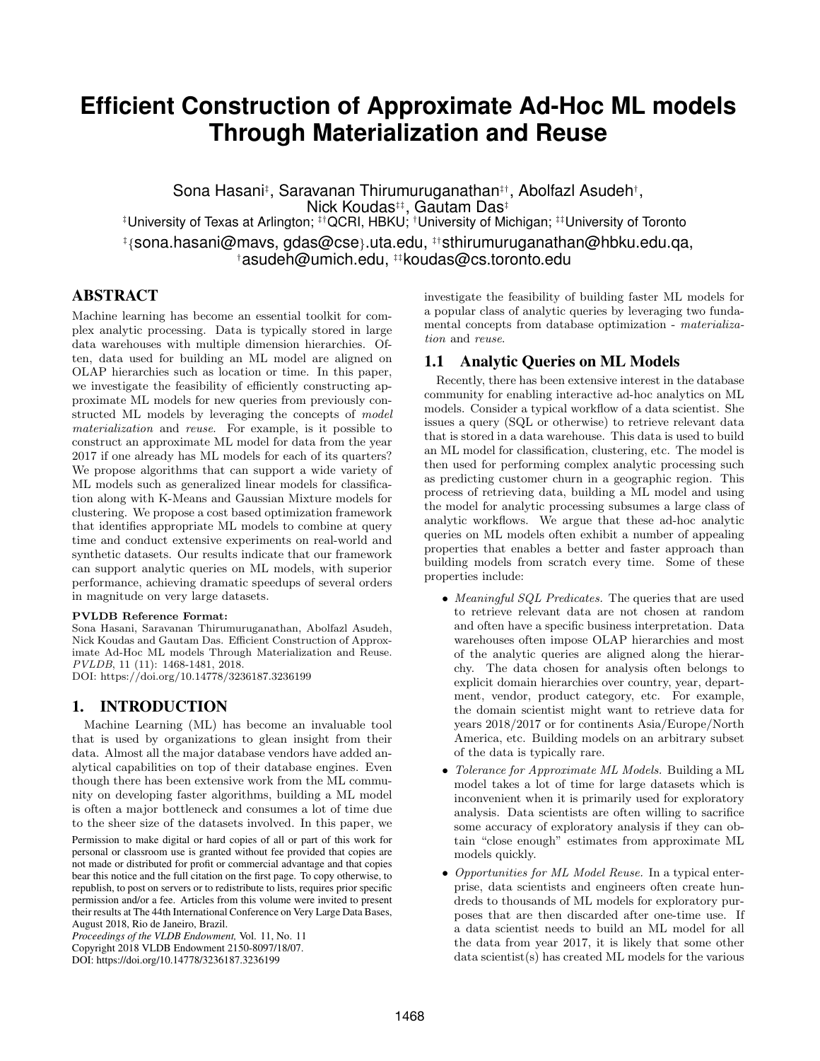# Efficient Construction of Approximate Ad-Hoc ML models Through Materialization and Reuse

Sona Hasani[‡], Saravanan Thirumuruganathan[‡†], Abolfazl Asudeh[†], Nick Koudas[‡‡], Gautam Das[‡]

[‡]University of Texas at Arlington; [‡†]QCRI, HBKU; [†]University of Michigan; [‡‡]University of Toronto

[‡]{sona.hasani@mavs, gdas@cse}.uta.edu, [‡†]sthirumuruganathan@hbku.edu.qa, [†]asudeh@umich.edu, [‡‡]koudas@cs.toronto.edu

## ABSTRACT

Machine learning has become an essential toolkit for complex analytic processing. Data is typically stored in large data warehouses with multiple dimension hierarchies. Often, data used for building an ML model are aligned on OLAP hierarchies such as location or time. In this paper, we investigate the feasibility of efficiently constructing approximate ML models for new queries from previously constructed ML models by leveraging the concepts of *model materialization* and *reuse*. For example, is it possible to construct an approximate ML model for data from the year 2017 if one already has ML models for each of its quarters? We propose algorithms that can support a wide variety of ML models such as generalized linear models for classification along with K-Means and Gaussian Mixture models for clustering. We propose a cost based optimization framework that identifies appropriate ML models to combine at query time and conduct extensive experiments on real-world and synthetic datasets. Our results indicate that our framework can support analytic queries on ML models, with superior performance, achieving dramatic speedups of several orders in magnitude on very large datasets.

**PVLDB Reference Format:**
Sona Hasani, Saravanan Thirumuruganathan, Abolfazl Asudeh, Nick Koudas and Gautam Das. Efficient Construction of Approximate Ad-Hoc ML models Through Materialization and Reuse. *PVLDB*, 11 (11): 1468-1481, 2018.
DOI: https://doi.org/10.14778/3236187.3236199

## 1. INTRODUCTION

Machine Learning (ML) has become an invaluable tool that is used by organizations to glean insight from their data. Almost all the major database vendors have added analytical capabilities on top of their database engines. Even though there has been extensive work from the ML community on developing faster algorithms, building a ML model is often a major bottleneck and consumes a lot of time due to the sheer size of the datasets involved. In this paper, we investigate the feasibility of building faster ML models for a popular class of analytic queries by leveraging two fundamental concepts from database optimization - *materialization* and *reuse*.

Permission to make digital or hard copies of all or part of this work for personal or classroom use is granted without fee provided that copies are not made or distributed for profit or commercial advantage and that copies bear this notice and the full citation on the first page. To copy otherwise, to republish, to post on servers or to redistribute to lists, requires prior specific permission and/or a fee. Articles from this volume were invited to present their results at The 44th International Conference on Very Large Data Bases, August 2018, Rio de Janeiro, Brazil.
*Proceedings of the VLDB Endowment,* Vol. 11, No. 11
Copyright 2018 VLDB Endowment 2150-8097/18/07.
DOI: https://doi.org/10.14778/3236187.3236199

### 1.1 Analytic Queries on ML Models

Recently, there has been extensive interest in the database community for enabling interactive ad-hoc analytics on ML models. Consider a typical workflow of a data scientist. She issues a query (SQL or otherwise) to retrieve relevant data that is stored in a data warehouse. This data is used to build an ML model for classification, clustering, etc. The model is then used for performing complex analytic processing such as predicting customer churn in a geographic region. This process of retrieving data, building a ML model and using the model for analytic processing subsumes a large class of analytic workflows. We argue that these ad-hoc analytic queries on ML models often exhibit a number of appealing properties that enables a better and faster approach than building models from scratch every time. Some of these properties include:

- *Meaningful SQL Predicates.* The queries that are used to retrieve relevant data are not chosen at random and often have a specific business interpretation. Data warehouses often impose OLAP hierarchies and most of the analytic queries are aligned along the hierarchy. The data chosen for analysis often belongs to explicit domain hierarchies over country, year, department, vendor, product category, etc. For example, the domain scientist might want to retrieve data for years 2018/2017 or for continents Asia/Europe/North America, etc. Building models on an arbitrary subset of the data is typically rare.
- *Tolerance for Approximate ML Models.* Building a ML model takes a lot of time for large datasets which is inconvenient when it is primarily used for exploratory analysis. Data scientists are often willing to sacrifice some accuracy of exploratory analysis if they can obtain "close enough" estimates from approximate ML models quickly.
- *Opportunities for ML Model Reuse.* In a typical enterprise, data scientists and engineers often create hundreds to thousands of ML models for exploratory purposes that are then discarded after one-time use. If a data scientist needs to build an ML model for all the data from year 2017, it is likely that some other data scientist(s) has created ML models for the various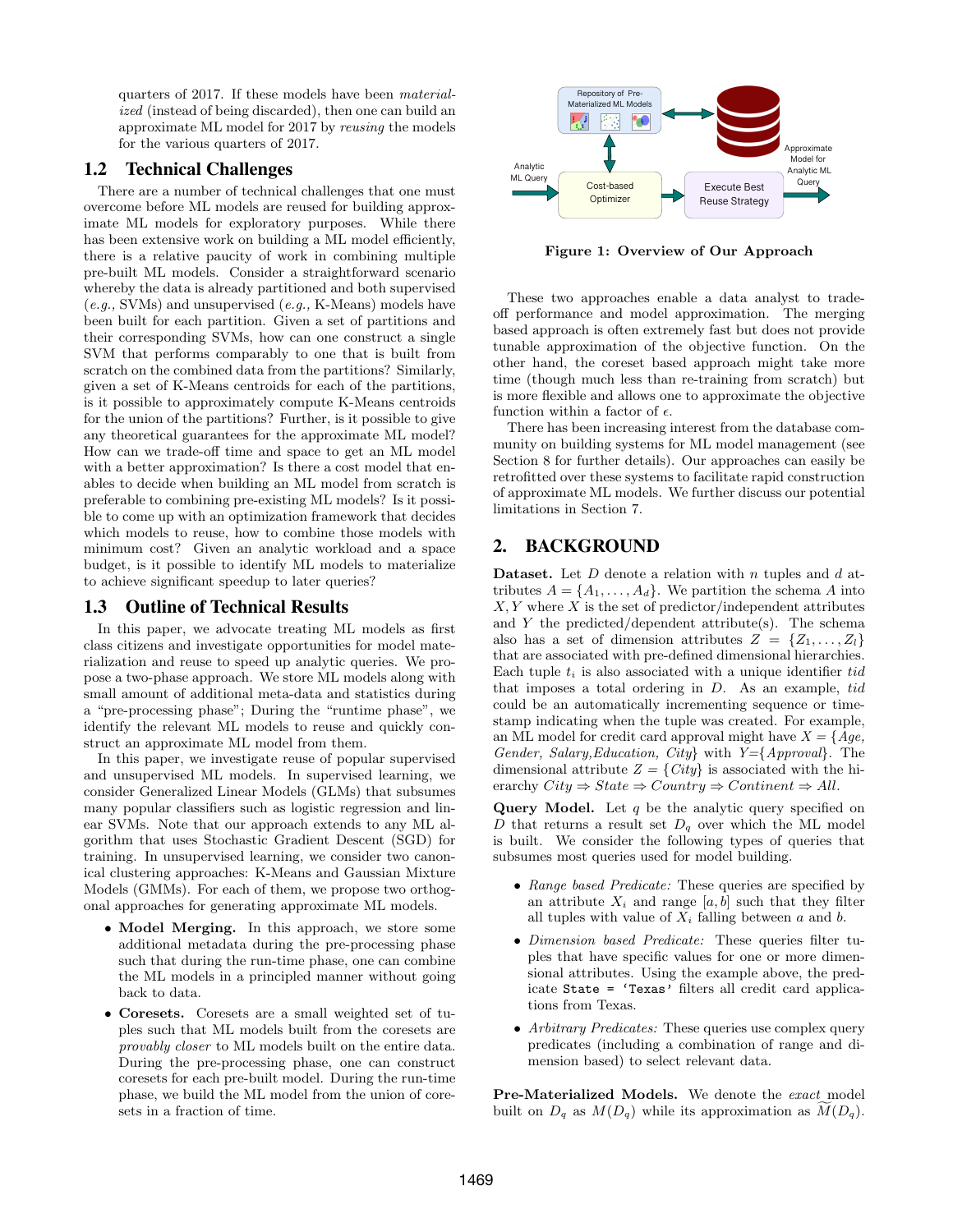quarters of 2017. If these models have been *materialized* (instead of being discarded), then one can build an approximate ML model for 2017 by *reusing* the models for the various quarters of 2017.

## 1.2 Technical Challenges

There are a number of technical challenges that one must overcome before ML models are reused for building approximate ML models for exploratory purposes. While there has been extensive work on building a ML model efficiently, there is a relative paucity of work in combining multiple pre-built ML models. Consider a straightforward scenario whereby the data is already partitioned and both supervised (*e.g.,* SVMs) and unsupervised (*e.g.,* K-Means) models have been built for each partition. Given a set of partitions and their corresponding SVMs, how can one construct a single SVM that performs comparably to one that is built from scratch on the combined data from the partitions? Similarly, given a set of K-Means centroids for each of the partitions, is it possible to approximately compute K-Means centroids for the union of the partitions? Further, is it possible to give any theoretical guarantees for the approximate ML model? How can we trade-off time and space to get an ML model with a better approximation? Is there a cost model that enables to decide when building an ML model from scratch is preferable to combining pre-existing ML models? Is it possible to come up with an optimization framework that decides which models to reuse, how to combine those models with minimum cost? Given an analytic workload and a space budget, is it possible to identify ML models to materialize to achieve significant speedup to later queries?

## 1.3 Outline of Technical Results

In this paper, we advocate treating ML models as first class citizens and investigate opportunities for model materialization and reuse to speed up analytic queries. We propose a two-phase approach. We store ML models along with small amount of additional meta-data and statistics during a "pre-processing phase"; During the "runtime phase", we identify the relevant ML models to reuse and quickly construct an approximate ML model from them.

In this paper, we investigate reuse of popular supervised and unsupervised ML models. In supervised learning, we consider Generalized Linear Models (GLMs) that subsumes many popular classifiers such as logistic regression and linear SVMs. Note that our approach extends to any ML algorithm that uses Stochastic Gradient Descent (SGD) for training. In unsupervised learning, we consider two canonical clustering approaches: K-Means and Gaussian Mixture Models (GMMs). For each of them, we propose two orthogonal approaches for generating approximate ML models.

- **Model Merging.** In this approach, we store some additional metadata during the pre-processing phase such that during the run-time phase, one can combine the ML models in a principled manner without going back to data.
- **Coresets.** Coresets are a small weighted set of tuples such that ML models built from the coresets are *provably closer* to ML models built on the entire data. During the pre-processing phase, one can construct coresets for each pre-built model. During the run-time phase, we build the ML model from the union of coresets in a fraction of time.

**Figure 1: Overview of Our Approach**

These two approaches enable a data analyst to trade-off performance and model approximation. The merging based approach is often extremely fast but does not provide tunable approximation of the objective function. On the other hand, the coreset based approach might take more time (though much less than re-training from scratch) but is more flexible and allows one to approximate the objective function within a factor of $\epsilon$.

There has been increasing interest from the database community on building systems for ML model management (see Section 8 for further details). Our approaches can easily be retrofitted over these systems to facilitate rapid construction of approximate ML models. We further discuss our potential limitations in Section 7.

# 2. BACKGROUND

**Dataset.** Let $D$ denote a relation with $n$ tuples and $d$ attributes $A = \{A_1, \ldots, A_d\}$. We partition the schema $A$ into $X, Y$ where $X$ is the set of predictor/independent attributes and $Y$ the predicted/dependent attribute(s). The schema also has a set of dimension attributes $Z = \{Z_1, \ldots, Z_l\}$ that are associated with pre-defined dimensional hierarchies. Each tuple $t_i$ is also associated with a unique identifier *tid* that imposes a total ordering in $D$. As an example, *tid* could be an automatically incrementing sequence or timestamp indicating when the tuple was created. For example, an ML model for credit card approval might have $X = \{Age, Gender, Salary, Education, City\}$ with $Y = \{Approval\}$. The dimensional attribute $Z = \{City\}$ is associated with the hierarchy $City \Rightarrow State \Rightarrow Country \Rightarrow Continent \Rightarrow All$.

**Query Model.** Let $q$ be the analytic query specified on $D$ that returns a result set $D_q$ over which the ML model is built. We consider the following types of queries that subsumes most queries used for model building.

- *Range based Predicate:* These queries are specified by an attribute $X_i$ and range $[a, b]$ such that they filter all tuples with value of $X_i$ falling between $a$ and $b$.
- *Dimension based Predicate:* These queries filter tuples that have specific values for one or more dimensional attributes. Using the example above, the predicate `State = 'Texas'` filters all credit card applications from Texas.
- *Arbitrary Predicates:* These queries use complex query predicates (including a combination of range and dimension based) to select relevant data.

**Pre-Materialized Models.** We denote the *exact* model built on $D_q$ as $M(D_q)$ while its approximation as $\widetilde{M}(D_q)$.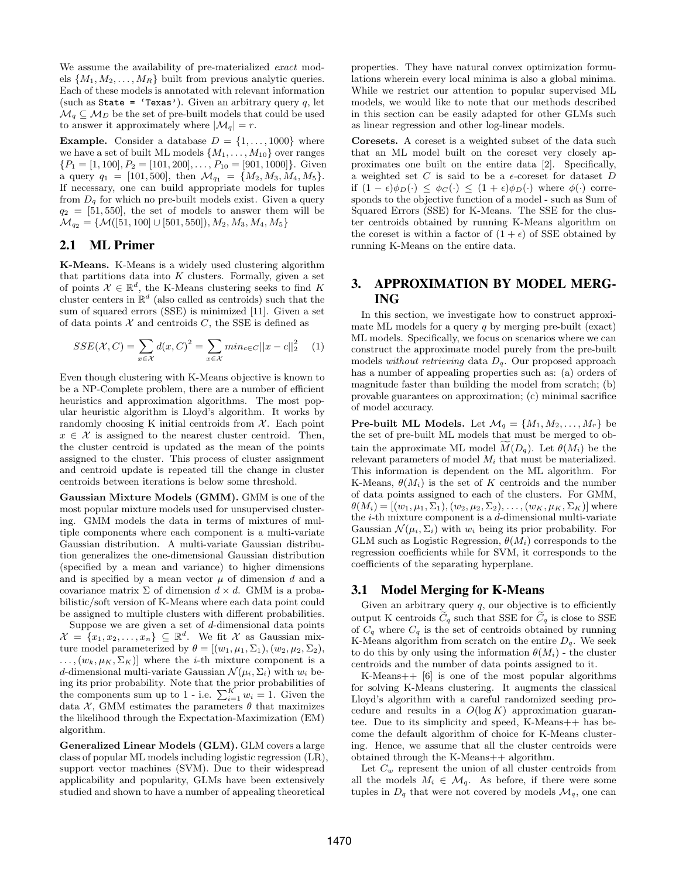We assume the availability of pre-materialized *exact* models $\{M_1, M_2, \ldots, M_R\}$ built from previous analytic queries. Each of these models is annotated with relevant information (such as `State = 'Texas'`). Given an arbitrary query $q$, let $\mathcal{M}_q \subseteq \mathcal{M}_D$ be the set of pre-built models that could be used to answer it approximately where $|\mathcal{M}_q| = r$.

**Example.** Consider a database $D = \{1, \ldots, 1000\}$ where we have a set of built ML models $\{M_1, \ldots, M_{10}\}$ over ranges $\{P_1 = [1, 100], P_2 = [101, 200], \ldots, P_{10} = [901, 1000]\}$. Given a query $q_1 = [101, 500]$, then $\mathcal{M}_{q_1} = \{M_2, M_3, M_4, M_5\}$. If necessary, one can build appropriate models for tuples from $D_q$ for which no pre-built models exist. Given a query $q_2 = [51, 550]$, the set of models to answer them will be $\mathcal{M}_{q_2} = \{\mathcal{M}([51, 100] \cup [501, 550]), M_2, M_3, M_4, M_5\}$

## 2.1 ML Primer

**K-Means.** K-Means is a widely used clustering algorithm that partitions data into $K$ clusters. Formally, given a set of points $\mathcal{X} \in \mathbb{R}^d$, the K-Means clustering seeks to find $K$ cluster centers in $\mathbb{R}^d$ (also called as centroids) such that the sum of squared errors (SSE) is minimized [11]. Given a set of data points $\mathcal{X}$ and centroids $C$, the SSE is defined as

$$SSE(\mathcal{X}, C) = \sum_{x \in \mathcal{X}} d(x, C)^2 = \sum_{x \in \mathcal{X}} min_{c \in C} ||x - c||_2^2 \quad (1)$$

Even though clustering with K-Means objective is known to be a NP-Complete problem, there are a number of efficient heuristics and approximation algorithms. The most popular heuristic algorithm is Lloyd's algorithm. It works by randomly choosing K initial centroids from $\mathcal{X}$. Each point $x \in \mathcal{X}$ is assigned to the nearest cluster centroid. Then, the cluster centroid is updated as the mean of the points assigned to the cluster. This process of cluster assignment and centroid update is repeated till the change in cluster centroids between iterations is below some threshold.

**Gaussian Mixture Models (GMM).** GMM is one of the most popular mixture models used for unsupervised clustering. GMM models the data in terms of mixtures of multiple components where each component is a multi-variate Gaussian distribution. A multi-variate Gaussian distribution generalizes the one-dimensional Gaussian distribution (specified by a mean and variance) to higher dimensions and is specified by a mean vector $\mu$ of dimension $d$ and a covariance matrix $\Sigma$ of dimension $d \times d$. GMM is a probabilistic/soft version of K-Means where each data point could be assigned to multiple clusters with different probabilities.

Suppose we are given a set of $d$-dimensional data points $\mathcal{X} = \{x_1, x_2, \ldots, x_n\} \subseteq \mathbb{R}^d$. We fit $\mathcal{X}$ as Gaussian mixture model parameterized by $\theta = [(w_1, \mu_1, \Sigma_1), (w_2, \mu_2, \Sigma_2), \ldots, (w_k, \mu_K, \Sigma_K)]$ where the $i$-th mixture component is a $d$-dimensional multi-variate Gaussian $\mathcal{N}(\mu_i, \Sigma_i)$ with $w_i$ being its prior probability. Note that the prior probabilities of the components sum up to 1 - i.e. $\sum_{i=1}^{K} w_i = 1$. Given the data $\mathcal{X}$, GMM estimates the parameters $\theta$ that maximizes the likelihood through the Expectation-Maximization (EM) algorithm.

**Generalized Linear Models (GLM).** GLM covers a large class of popular ML models including logistic regression (LR), support vector machines (SVM). Due to their widespread applicability and popularity, GLMs have been extensively studied and shown to have a number of appealing theoretical properties. They have natural convex optimization formulations wherein every local minima is also a global minima. While we restrict our attention to popular supervised ML models, we would like to note that our methods described in this section can be easily adapted for other GLMs such as linear regression and other log-linear models.

**Coresets.** A coreset is a weighted subset of the data such that an ML model built on the coreset very closely approximates one built on the entire data [2]. Specifically, a weighted set $C$ is said to be a $\epsilon$-coreset for dataset $D$ if $(1 - \epsilon)\phi_D(\cdot) \leq \phi_C(\cdot) \leq (1 + \epsilon)\phi_D(\cdot)$ where $\phi(\cdot)$ corresponds to the objective function of a model - such as Sum of Squared Errors (SSE) for K-Means. The SSE for the cluster centroids obtained by running K-Means algorithm on the coreset is within a factor of $(1 + \epsilon)$ of SSE obtained by running K-Means on the entire data.

# 3. APPROXIMATION BY MODEL MERGING

In this section, we investigate how to construct approximate ML models for a query $q$ by merging pre-built (exact) ML models. Specifically, we focus on scenarios where we can construct the approximate model purely from the pre-built models *without retrieving* data $D_q$. Our proposed approach has a number of appealing properties such as: (a) orders of magnitude faster than building the model from scratch; (b) provable guarantees on approximation; (c) minimal sacrifice of model accuracy.

**Pre-built ML Models.** Let $\mathcal{M}_q = \{M_1, M_2, \ldots, M_r\}$ be the set of pre-built ML models that must be merged to obtain the approximate ML model $\widetilde{M}(D_q)$. Let $\theta(M_i)$ be the relevant parameters of model $M_i$ that must be materialized. This information is dependent on the ML algorithm. For K-Means, $\theta(M_i)$ is the set of $K$ centroids and the number of data points assigned to each of the clusters. For GMM, $\theta(M_i) = [(w_1, \mu_1, \Sigma_1), (w_2, \mu_2, \Sigma_2), \ldots, (w_K, \mu_K, \Sigma_K)]$ where the $i$-th mixture component is a $d$-dimensional multi-variate Gaussian $\mathcal{N}(\mu_i, \Sigma_i)$ with $w_i$ being its prior probability. For GLM such as Logistic Regression, $\theta(M_i)$ corresponds to the regression coefficients while for SVM, it corresponds to the coefficients of the separating hyperplane.

## 3.1 Model Merging for K-Means

Given an arbitrary query $q$, our objective is to efficiently output K centroids $\widetilde{C}_q$ such that SSE for $\widetilde{C}_q$ is close to SSE of $C_q$ where $C_q$ is the set of centroids obtained by running K-Means algorithm from scratch on the entire $D_q$. We seek to do this by only using the information $\theta(M_i)$ - the cluster centroids and the number of data points assigned to it.

K-Means++ [6] is one of the most popular algorithms for solving K-Means clustering. It augments the classical Lloyd's algorithm with a careful randomized seeding procedure and results in a $O(\log K)$ approximation guarantee. Due to its simplicity and speed, K-Means++ has become the default algorithm of choice for K-Means clustering. Hence, we assume that all the cluster centroids were obtained through the K-Means++ algorithm.

Let $C_w$ represent the union of all cluster centroids from all the models $M_i \in \mathcal{M}_q$. As before, if there were some tuples in $D_q$ that were not covered by models $\mathcal{M}_q$, one can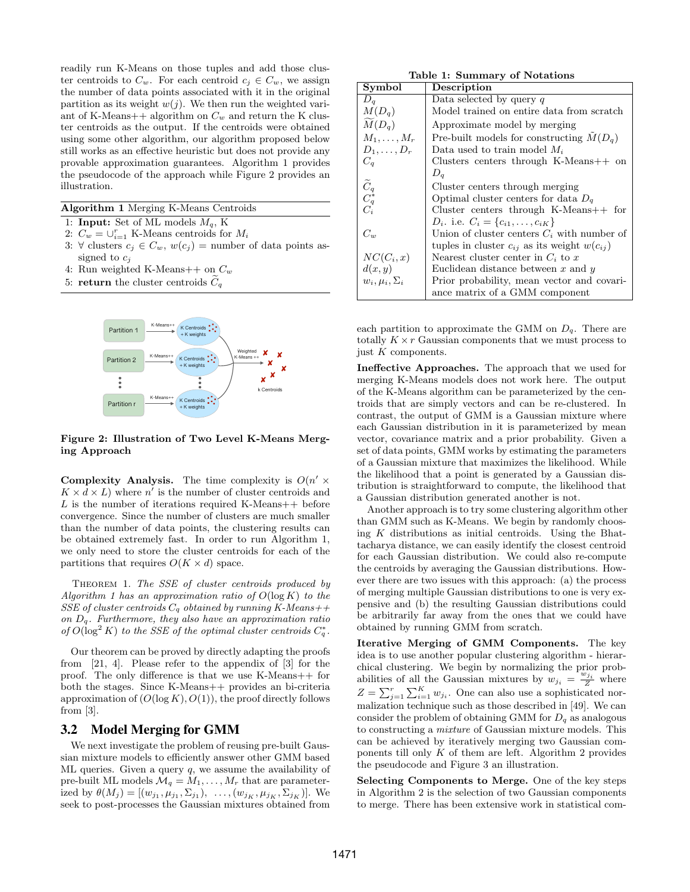readily run K-Means on those tuples and add those cluster centroids to $C_w$. For each centroid $c_j \in C_w$, we assign the number of data points associated with it in the original partition as its weight $w(j)$. We then run the weighted variant of K-Means++ algorithm on $C_w$ and return the K cluster centroids as the output. If the centroids were obtained using some other algorithm, our algorithm proposed below still works as an effective heuristic but does not provide any provable approximation guarantees. Algorithm 1 provides the pseudocode of the approach while Figure 2 provides an illustration.

**Algorithm 1** Merging K-Means Centroids

1: **Input:** Set of ML models $M_q$, K
2: $C_w = \cup_{i=1}^{r}$ K-Means centroids for $M_i$
3: $\forall$ clusters $c_j \in C_w$, $w(c_j)$ = number of data points assigned to $c_j$
4: Run weighted K-Means++ on $C_w$
5: **return** the cluster centroids $\widetilde{C}_q$

**Figure 2: Illustration of Two Level K-Means Merging Approach**

**Complexity Analysis.** The time complexity is $O(n' \times K \times d \times L)$ where $n'$ is the number of cluster centroids and $L$ is the number of iterations required K-Means++ before convergence. Since the number of clusters are much smaller than the number of data points, the clustering results can be obtained extremely fast. In order to run Algorithm 1, we only need to store the cluster centroids for each of the partitions that requires $O(K \times d)$ space.

Theorem 1. *The SSE of cluster centroids produced by Algorithm 1 has an approximation ratio of $O(\log K)$ to the SSE of cluster centroids $C_q$ obtained by running K-Means++ on $D_q$. Furthermore, they also have an approximation ratio of $O(\log^2 K)$ to the SSE of the optimal cluster centroids $C_q^*$.*

Our theorem can be proved by directly adapting the proofs from [21, 4]. Please refer to the appendix of [3] for the proof. The only difference is that we use K-Means++ for both the stages. Since K-Means++ provides an bi-criteria approximation of $(O(\log K), O(1))$, the proof directly follows from [3].

## 3.2 Model Merging for GMM

We next investigate the problem of reusing pre-built Gaussian mixture models to efficiently answer other GMM based ML queries. Given a query $q$, we assume the availability of pre-built ML models $\mathcal{M}_q = M_1, \ldots, M_r$ that are parameterized by $\theta(M_j) = [(w_{j1}, \mu_{j1}, \Sigma_{j1}), \ \ldots, (w_{jK}, \mu_{jK}, \Sigma_{jK})]$. We seek to post-processes the Gaussian mixtures obtained from each partition to approximate the GMM on $D_q$. There are totally $K \times r$ Gaussian components that we must process to just $K$ components.

**Table 1: Summary of Notations**

| Symbol | Description |
|---|---|
| $D_q$ | Data selected by query $q$ |
| $M(D_q)$ | Model trained on entire data from scratch |
| $\widetilde{M}(D_q)$ | Approximate model by merging |
| $M_1, \ldots, M_r$ | Pre-built models for constructing $\tilde{M}(D_q)$ |
| $D_1, \ldots, D_r$ | Data used to train model $M_i$ |
| $C_q$ | Clusters centers through K-Means++ on $D_q$ |
| $\widetilde{C}_q$ | Cluster centers through merging |
| $C_q^*$ | Optimal cluster centers for data $D_q$ |
| $C_i$ | Cluster centers through K-Means++ for $D_i$. i.e. $C_i = \{c_{i1}, \ldots, c_{iK}\}$ |
| $C_w$ | Union of cluster centers $C_i$ with number of tuples in cluster $c_{ij}$ as its weight $w(c_{ij})$ |
| $NC(C_i, x)$ | Nearest cluster center in $C_i$ to $x$ |
| $d(x, y)$ | Euclidean distance between $x$ and $y$ |
| $w_i, \mu_i, \Sigma_i$ | Prior probability, mean vector and covariance matrix of a GMM component |

**Ineffective Approaches.** The approach that we used for merging K-Means models does not work here. The output of the K-Means algorithm can be parameterized by the centroids that are simply vectors and can be re-clustered. In contrast, the output of GMM is a Gaussian mixture where each Gaussian distribution in it is parameterized by mean vector, covariance matrix and a prior probability. Given a set of data points, GMM works by estimating the parameters of a Gaussian mixture that maximizes the likelihood. While the likelihood that a point is generated by a Gaussian distribution is straightforward to compute, the likelihood that a Gaussian distribution generated another is not.

Another approach is to try some clustering algorithm other than GMM such as K-Means. We begin by randomly choosing $K$ distributions as initial centroids. Using the Bhattacharya distance, we can easily identify the closest centroid for each Gaussian distribution. We could also re-compute the centroids by averaging the Gaussian distributions. However there are two issues with this approach: (a) the process of merging multiple Gaussian distributions to one is very expensive and (b) the resulting Gaussian distributions could be arbitrarily far away from the ones that we could have obtained by running GMM from scratch.

**Iterative Merging of GMM Components.** The key idea is to use another popular clustering algorithm - hierarchical clustering. We begin by normalizing the prior probabilities of all the Gaussian mixtures by $w_{j_i} = \frac{w_{j_i}}{Z}$ where $Z = \sum_{j=1}^{r} \sum_{i=1}^{K} w_{j_i}$. One can also use a sophisticated normalization technique such as those described in [49]. We can consider the problem of obtaining GMM for $D_q$ as analogous to constructing a *mixture* of Gaussian mixture models. This can be achieved by iteratively merging two Gaussian components till only $K$ of them are left. Algorithm 2 provides the pseudocode and Figure 3 an illustration.

**Selecting Components to Merge.** One of the key steps in Algorithm 2 is the selection of two Gaussian components to merge. There has been extensive work in statistical com-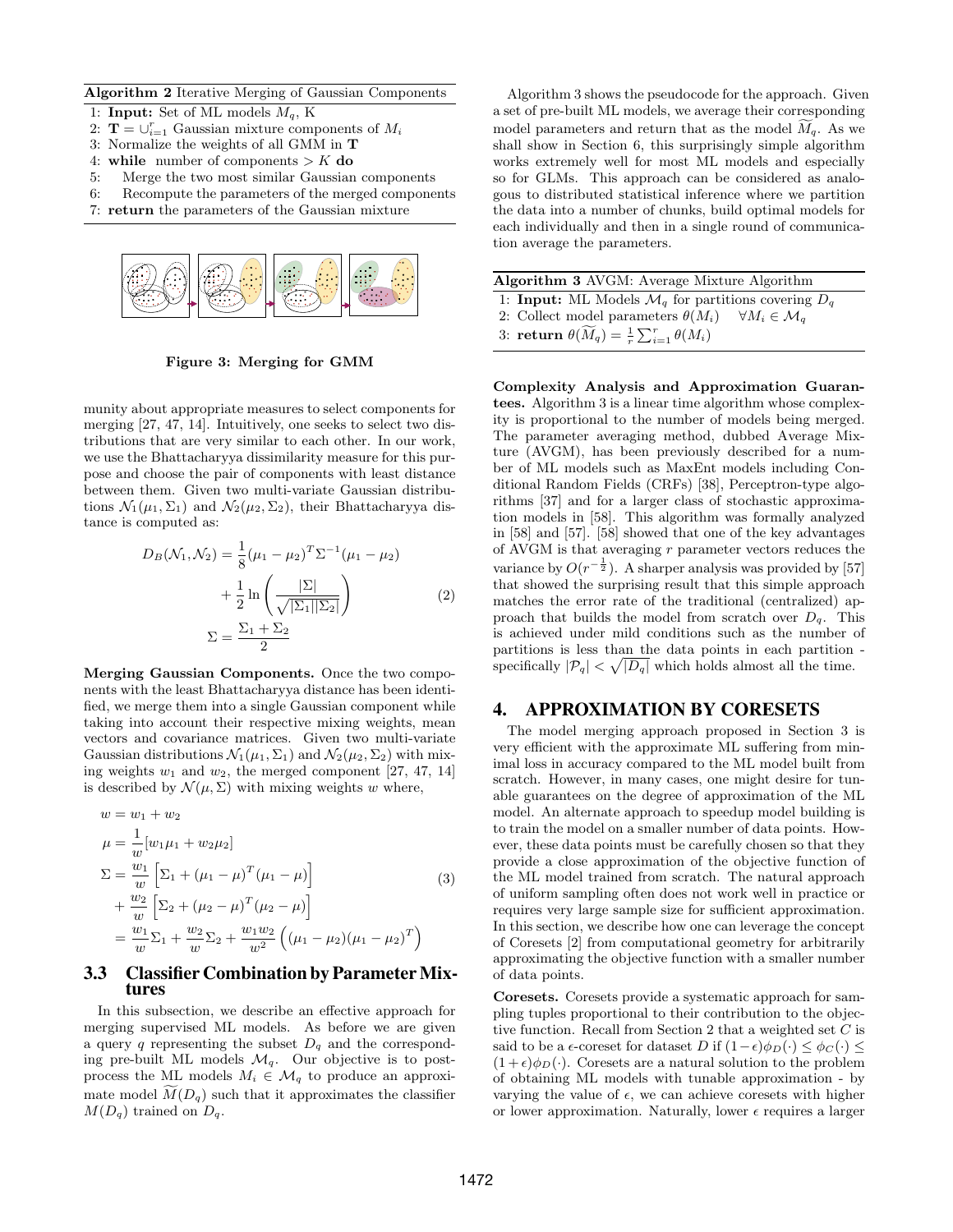**Algorithm 2** Iterative Merging of Gaussian Components

1: **Input:** Set of ML models $M_q$, K
2: $\mathbf{T} = \cup_{i=1}^{r}$ Gaussian mixture components of $M_i$
3: Normalize the weights of all GMM in $\mathbf{T}$
4: **while** number of components $> K$ **do**
5: Merge the two most similar Gaussian components
6: Recompute the parameters of the merged components
7: **return** the parameters of the Gaussian mixture

**Figure 3: Merging for GMM**

munity about appropriate measures to select components for merging [27, 47, 14]. Intuitively, one seeks to select two distributions that are very similar to each other. In our work, we use the Bhattacharyya dissimilarity measure for this purpose and choose the pair of components with least distance between them. Given two multi-variate Gaussian distributions $\mathcal{N}_1(\mu_1, \Sigma_1)$ and $\mathcal{N}_2(\mu_2, \Sigma_2)$, their Bhattacharyya distance is computed as:

$$D_B(\mathcal{N}_1, \mathcal{N}_2) = \frac{1}{8}(\mu_1 - \mu_2)^T \Sigma^{-1}(\mu_1 - \mu_2) + \frac{1}{2} \ln\left(\frac{|\Sigma|}{\sqrt{|\Sigma_1||\Sigma_2|}}\right) \quad (2)$$
$$\Sigma = \frac{\Sigma_1 + \Sigma_2}{2}$$

**Merging Gaussian Components.** Once the two components with the least Bhattacharyya distance has been identified, we merge them into a single Gaussian component while taking into account their respective mixing weights, mean vectors and covariance matrices. Given two multi-variate Gaussian distributions $\mathcal{N}_1(\mu_1, \Sigma_1)$ and $\mathcal{N}_2(\mu_2, \Sigma_2)$ with mixing weights $w_1$ and $w_2$, the merged component [27, 47, 14] is described by $\mathcal{N}(\mu, \Sigma)$ with mixing weights $w$ where,

$$\begin{aligned}
w &= w_1 + w_2 \\
\mu &= \frac{1}{w}[w_1\mu_1 + w_2\mu_2] \\
\Sigma &= \frac{w_1}{w}\left[\Sigma_1 + (\mu_1 - \mu)^T(\mu_1 - \mu)\right] \\
&+ \frac{w_2}{w}\left[\Sigma_2 + (\mu_2 - \mu)^T(\mu_2 - \mu)\right] \\
&= \frac{w_1}{w}\Sigma_1 + \frac{w_2}{w}\Sigma_2 + \frac{w_1 w_2}{w^2}\left((\mu_1 - \mu_2)(\mu_1 - \mu_2)^T\right)
\end{aligned} \quad (3)$$

### 3.3 Classifier Combination by Parameter Mixtures

In this subsection, we describe an effective approach for merging supervised ML models. As before we are given a query $q$ representing the subset $D_q$ and the corresponding pre-built ML models $\mathcal{M}_q$. Our objective is to postprocess the ML models $M_i \in \mathcal{M}_q$ to produce an approximate model $\widetilde{M}(D_q)$ such that it approximates the classifier $M(D_q)$ trained on $D_q$.

Algorithm 3 shows the pseudocode for the approach. Given a set of pre-built ML models, we average their corresponding model parameters and return that as the model $\widetilde{M}_q$. As we shall show in Section 6, this surprisingly simple algorithm works extremely well for most ML models and especially so for GLMs. This approach can be considered as analogous to distributed statistical inference where we partition the data into a number of chunks, build optimal models for each individually and then in a single round of communication average the parameters.

**Algorithm 3** AVGM: Average Mixture Algorithm

1: **Input:** ML Models $\mathcal{M}_q$ for partitions covering $D_q$
2: Collect model parameters $\theta(M_i) \quad \forall M_i \in \mathcal{M}_q$
3: **return** $\theta(\widetilde{M}_q) = \frac{1}{r}\sum_{i=1}^{r}\theta(M_i)$

**Complexity Analysis and Approximation Guarantees.** Algorithm 3 is a linear time algorithm whose complexity is proportional to the number of models being merged. The parameter averaging method, dubbed Average Mixture (AVGM), has been previously described for a number of ML models such as MaxEnt models including Conditional Random Fields (CRFs) [38], Perceptron-type algorithms [37] and for a larger class of stochastic approximation models in [58]. This algorithm was formally analyzed in [58] and [57]. [58] showed that one of the key advantages of AVGM is that averaging $r$ parameter vectors reduces the variance by $O(r^{-\frac{1}{2}})$. A sharper analysis was provided by [57] that showed the surprising result that this simple approach matches the error rate of the traditional (centralized) approach that builds the model from scratch over $D_q$. This is achieved under mild conditions such as the number of partitions is less than the data points in each partition - specifically $|\mathcal{P}_q| < \sqrt{|D_q|}$ which holds almost all the time.

## 4. APPROXIMATION BY CORESETS

The model merging approach proposed in Section 3 is very efficient with the approximate ML suffering from minimal loss in accuracy compared to the ML model built from scratch. However, in many cases, one might desire for tunable guarantees on the degree of approximation of the ML model. An alternate approach to speedup model building is to train the model on a smaller number of data points. However, these data points must be carefully chosen so that they provide a close approximation of the objective function of the ML model trained from scratch. The natural approach of uniform sampling often does not work well in practice or requires very large sample size for sufficient approximation. In this section, we describe how one can leverage the concept of Coresets [2] from computational geometry for arbitrarily approximating the objective function with a smaller number of data points.

**Coresets.** Coresets provide a systematic approach for sampling tuples proportional to their contribution to the objective function. Recall from Section 2 that a weighted set $C$ is said to be a $\epsilon$-coreset for dataset $D$ if $(1-\epsilon)\phi_D(\cdot) \leq \phi_C(\cdot) \leq (1+\epsilon)\phi_D(\cdot)$. Coresets are a natural solution to the problem of obtaining ML models with tunable approximation - by varying the value of $\epsilon$, we can achieve coresets with higher or lower approximation. Naturally, lower $\epsilon$ requires a larger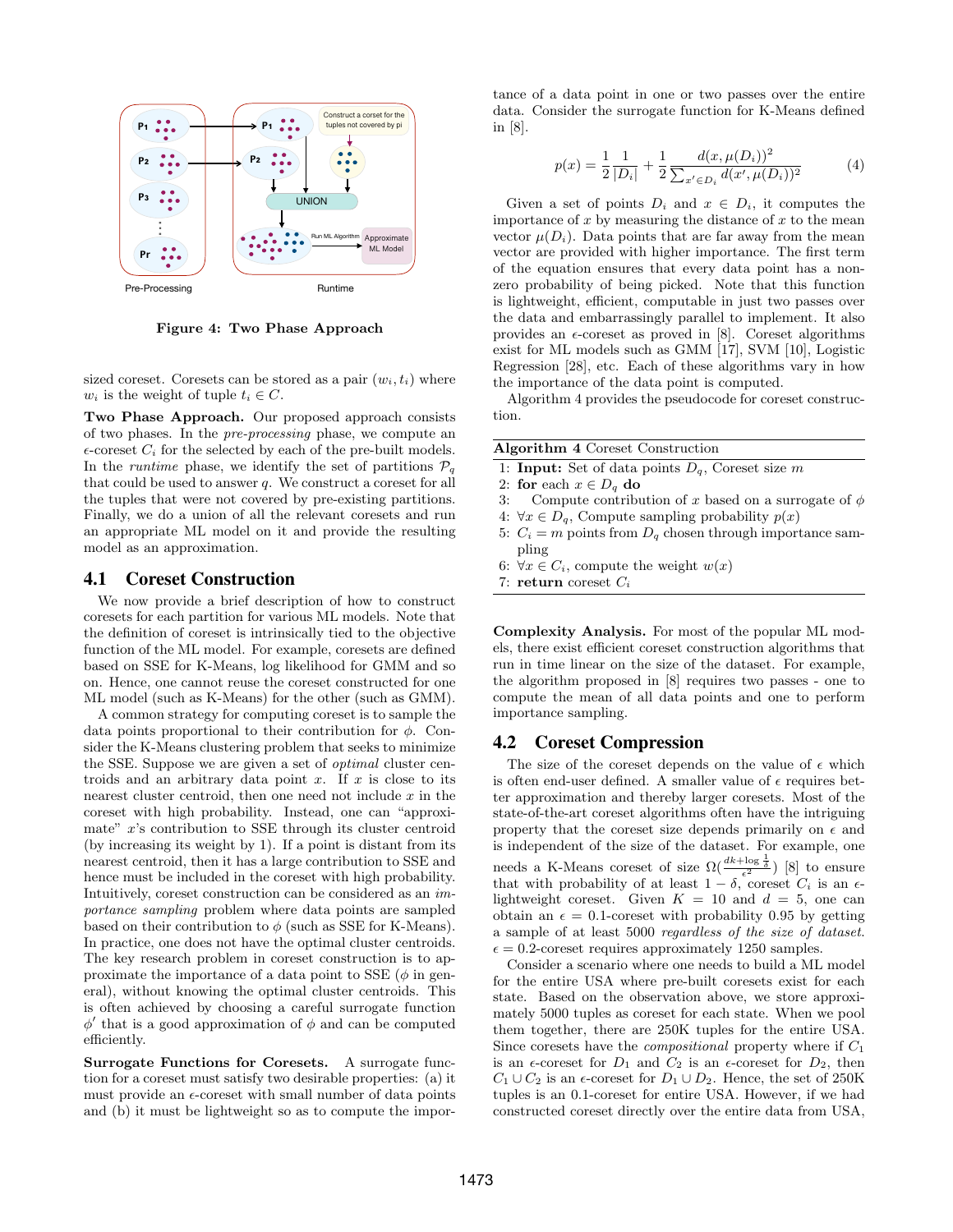Figure 4: Two Phase Approach

sized coreset. Coresets can be stored as a pair $(w_i, t_i)$ where $w_i$ is the weight of tuple $t_i \in C$.

**Two Phase Approach.** Our proposed approach consists of two phases. In the *pre-processing* phase, we compute an $\epsilon$-coreset $C_i$ for the selected by each of the pre-built models. In the *runtime* phase, we identify the set of partitions $\mathcal{P}_q$ that could be used to answer $q$. We construct a coreset for all the tuples that were not covered by pre-existing partitions. Finally, we do a union of all the relevant coresets and run an appropriate ML model on it and provide the resulting model as an approximation.

## 4.1 Coreset Construction

We now provide a brief description of how to construct coresets for each partition for various ML models. Note that the definition of coreset is intrinsically tied to the objective function of the ML model. For example, coresets are defined based on SSE for K-Means, log likelihood for GMM and so on. Hence, one cannot reuse the coreset constructed for one ML model (such as K-Means) for the other (such as GMM).

A common strategy for computing coreset is to sample the data points proportional to their contribution for $\phi$. Consider the K-Means clustering problem that seeks to minimize the SSE. Suppose we are given a set of *optimal* cluster centroids and an arbitrary data point $x$. If $x$ is close to its nearest cluster centroid, then one need not include $x$ in the coreset with high probability. Instead, one can "approximate" $x$'s contribution to SSE through its cluster centroid (by increasing its weight by 1). If a point is distant from its nearest centroid, then it has a large contribution to SSE and hence must be included in the coreset with high probability. Intuitively, coreset construction can be considered as an *importance sampling* problem where data points are sampled based on their contribution to $\phi$ (such as SSE for K-Means). In practice, one does not have the optimal cluster centroids. The key research problem in coreset construction is to approximate the importance of a data point to SSE ($\phi$ in general), without knowing the optimal cluster centroids. This is often achieved by choosing a careful surrogate function $\phi'$ that is a good approximation of $\phi$ and can be computed efficiently.

**Surrogate Functions for Coresets.** A surrogate function for a coreset must satisfy two desirable properties: (a) it must provide an $\epsilon$-coreset with small number of data points and (b) it must be lightweight so as to compute the importance of a data point in one or two passes over the entire data. Consider the surrogate function for K-Means defined in [8].

$$p(x) = \frac{1}{2}\frac{1}{|D_i|} + \frac{1}{2}\frac{d(x, \mu(D_i))^2}{\sum_{x' \in D_i} d(x', \mu(D_i))^2} \tag{4}$$

Given a set of points $D_i$ and $x \in D_i$, it computes the importance of $x$ by measuring the distance of $x$ to the mean vector $\mu(D_i)$. Data points that are far away from the mean vector are provided with higher importance. The first term of the equation ensures that every data point has a non-zero probability of being picked. Note that this function is lightweight, efficient, computable in just two passes over the data and embarrassingly parallel to implement. It also provides an $\epsilon$-coreset as proved in [8]. Coreset algorithms exist for ML models such as GMM [17], SVM [10], Logistic Regression [28], etc. Each of these algorithms vary in how the importance of the data point is computed.

Algorithm 4 provides the pseudocode for coreset construction.

**Algorithm 4** Coreset Construction

1: **Input:** Set of data points $D_q$, Coreset size $m$
2: **for** each $x \in D_q$ **do**
3: Compute contribution of $x$ based on a surrogate of $\phi$
4: $\forall x \in D_q$, Compute sampling probability $p(x)$
5: $C_i = m$ points from $D_q$ chosen through importance sampling
6: $\forall x \in C_i$, compute the weight $w(x)$
7: **return** coreset $C_i$

**Complexity Analysis.** For most of the popular ML models, there exist efficient coreset construction algorithms that run in time linear on the size of the dataset. For example, the algorithm proposed in [8] requires two passes - one to compute the mean of all data points and one to perform importance sampling.

## 4.2 Coreset Compression

The size of the coreset depends on the value of $\epsilon$ which is often end-user defined. A smaller value of $\epsilon$ requires better approximation and thereby larger coresets. Most of the state-of-the-art coreset algorithms often have the intriguing property that the coreset size depends primarily on $\epsilon$ and is independent of the size of the dataset. For example, one needs a K-Means coreset of size $\Omega(\frac{dk+\log\frac{1}{\delta}}{\epsilon^2})$ [8] to ensure that with probability of at least $1-\delta$, coreset $C_i$ is an $\epsilon$-lightweight coreset. Given $K = 10$ and $d = 5$, one can obtain an $\epsilon = 0.1$-coreset with probability 0.95 by getting a sample of at least 5000 *regardless of the size of dataset*. $\epsilon = 0.2$-coreset requires approximately 1250 samples.

Consider a scenario where one needs to build a ML model for the entire USA where pre-built coresets exist for each state. Based on the observation above, we store approximately 5000 tuples as coreset for each state. When we pool them together, there are 250K tuples for the entire USA. Since coresets have the *compositional* property where if $C_1$ is an $\epsilon$-coreset for $D_1$ and $C_2$ is an $\epsilon$-coreset for $D_2$, then $C_1 \cup C_2$ is an $\epsilon$-coreset for $D_1 \cup D_2$. Hence, the set of 250K tuples is an 0.1-coreset for entire USA. However, if we had constructed coreset directly over the entire data from USA,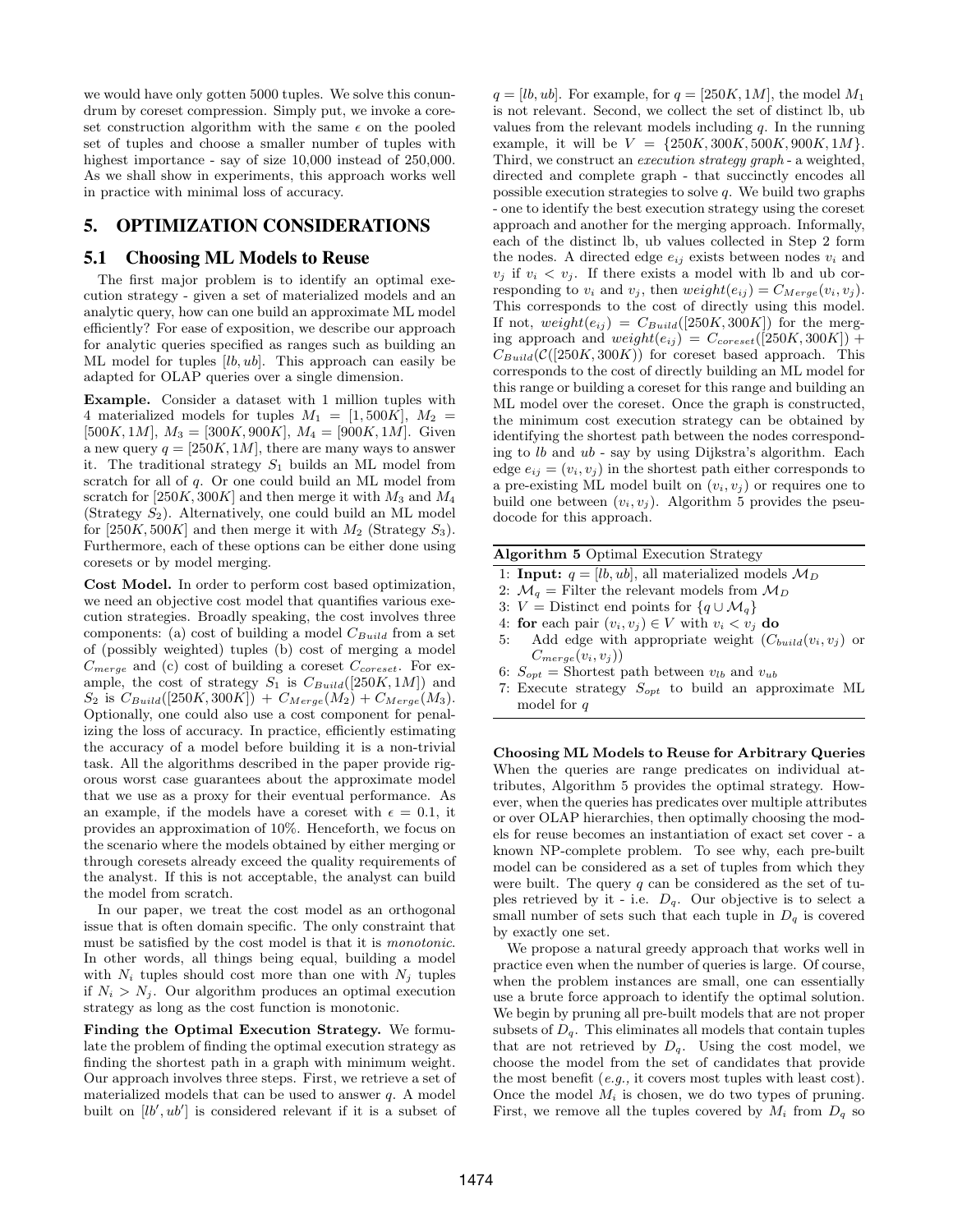we would have only gotten 5000 tuples. We solve this conundrum by coreset compression. Simply put, we invoke a coreset construction algorithm with the same $\epsilon$ on the pooled set of tuples and choose a smaller number of tuples with highest importance - say of size 10,000 instead of 250,000. As we shall show in experiments, this approach works well in practice with minimal loss of accuracy.

# 5. OPTIMIZATION CONSIDERATIONS

## 5.1 Choosing ML Models to Reuse

The first major problem is to identify an optimal execution strategy - given a set of materialized models and an analytic query, how can one build an approximate ML model efficiently? For ease of exposition, we describe our approach for analytic queries specified as ranges such as building an ML model for tuples $[lb, ub]$. This approach can easily be adapted for OLAP queries over a single dimension.

**Example.** Consider a dataset with 1 million tuples with 4 materialized models for tuples $M_1 = [1, 500K]$, $M_2 = [500K, 1M]$, $M_3 = [300K, 900K]$, $M_4 = [900K, 1M]$. Given a new query $q = [250K, 1M]$, there are many ways to answer it. The traditional strategy $S_1$ builds an ML model from scratch for all of $q$. Or one could build an ML model from scratch for $[250K, 300K]$ and then merge it with $M_3$ and $M_4$ (Strategy $S_2$). Alternatively, one could build an ML model for $[250K, 500K]$ and then merge it with $M_2$ (Strategy $S_3$). Furthermore, each of these options can be either done using coresets or by model merging.

**Cost Model.** In order to perform cost based optimization, we need an objective cost model that quantifies various execution strategies. Broadly speaking, the cost involves three components: (a) cost of building a model $C_{Build}$ from a set of (possibly weighted) tuples (b) cost of merging a model $C_{merge}$ and (c) cost of building a coreset $C_{coreset}$. For example, the cost of strategy $S_1$ is $C_{Build}([250K, 1M])$ and $S_2$ is $C_{Build}([250K, 300K]) + C_{Merge}(M_2) + C_{Merge}(M_3)$. Optionally, one could also use a cost component for penalizing the loss of accuracy. In practice, efficiently estimating the accuracy of a model before building it is a non-trivial task. All the algorithms described in the paper provide rigorous worst case guarantees about the approximate model that we use as a proxy for their eventual performance. As an example, if the models have a coreset with $\epsilon = 0.1$, it provides an approximation of 10%. Henceforth, we focus on the scenario where the models obtained by either merging or through coresets already exceed the quality requirements of the analyst. If this is not acceptable, the analyst can build the model from scratch.

In our paper, we treat the cost model as an orthogonal issue that is often domain specific. The only constraint that must be satisfied by the cost model is that it is *monotonic*. In other words, all things being equal, building a model with $N_i$ tuples should cost more than one with $N_j$ tuples if $N_i > N_j$. Our algorithm produces an optimal execution strategy as long as the cost function is monotonic.

**Finding the Optimal Execution Strategy.** We formulate the problem of finding the optimal execution strategy as finding the shortest path in a graph with minimum weight. Our approach involves three steps. First, we retrieve a set of materialized models that can be used to answer $q$. A model built on $[lb', ub']$ is considered relevant if it is a subset of $q = [lb, ub]$. For example, for $q = [250K, 1M]$, the model $M_1$ is not relevant. Second, we collect the set of distinct lb, ub values from the relevant models including $q$. In the running example, it will be $V = \{250K, 300K, 500K, 900K, 1M\}$. Third, we construct an *execution strategy graph* - a weighted, directed and complete graph - that succinctly encodes all possible execution strategies to solve $q$. We build two graphs - one to identify the best execution strategy using the coreset approach and another for the merging approach. Informally, each of the distinct lb, ub values collected in Step 2 form the nodes. A directed edge $e_{ij}$ exists between nodes $v_i$ and $v_j$ if $v_i < v_j$. If there exists a model with lb and ub corresponding to $v_i$ and $v_j$, then $weight(e_{ij}) = C_{Merge}(v_i, v_j)$. This corresponds to the cost of directly using this model. If not, $weight(e_{ij}) = C_{Build}([250K, 300K])$ for the merging approach and $weight(e_{ij}) = C_{coreset}([250K, 300K]) + C_{Build}(\mathcal{C}([250K, 300K))$ for coreset based approach. This corresponds to the cost of directly building an ML model for this range or building a coreset for this range and building an ML model over the coreset. Once the graph is constructed, the minimum cost execution strategy can be obtained by identifying the shortest path between the nodes corresponding to $lb$ and $ub$ - say by using Dijkstra's algorithm. Each edge $e_{ij} = (v_i, v_j)$ in the shortest path either corresponds to a pre-existing ML model built on $(v_i, v_j)$ or requires one to build one between $(v_i, v_j)$. Algorithm 5 provides the pseudocode for this approach.

**Algorithm 5** Optimal Execution Strategy

```
1: Input: q = [lb, ub], all materialized models M_D
2: M_q = Filter the relevant models from M_D
3: V = Distinct end points for {q ∪ M_q}
4: for each pair (v_i, v_j) ∈ V with v_i < v_j do
5:     Add edge with appropriate weight (C_build(v_i, v_j) or
       C_merge(v_i, v_j))
6: S_opt = Shortest path between v_lb and v_ub
7: Execute strategy S_opt to build an approximate ML
   model for q
```

**Choosing ML Models to Reuse for Arbitrary Queries** When the queries are range predicates on individual attributes, Algorithm 5 provides the optimal strategy. However, when the queries has predicates over multiple attributes or over OLAP hierarchies, then optimally choosing the models for reuse becomes an instantiation of exact set cover - a known NP-complete problem. To see why, each pre-built model can be considered as a set of tuples from which they were built. The query $q$ can be considered as the set of tuples retrieved by it - i.e. $D_q$. Our objective is to select a small number of sets such that each tuple in $D_q$ is covered by exactly one set.

We propose a natural greedy approach that works well in practice even when the number of queries is large. Of course, when the problem instances are small, one can essentially use a brute force approach to identify the optimal solution. We begin by pruning all pre-built models that are not proper subsets of $D_q$. This eliminates all models that contain tuples that are not retrieved by $D_q$. Using the cost model, we choose the model from the set of candidates that provide the most benefit (*e.g.,* it covers most tuples with least cost). Once the model $M_i$ is chosen, we do two types of pruning. First, we remove all the tuples covered by $M_i$ from $D_q$ so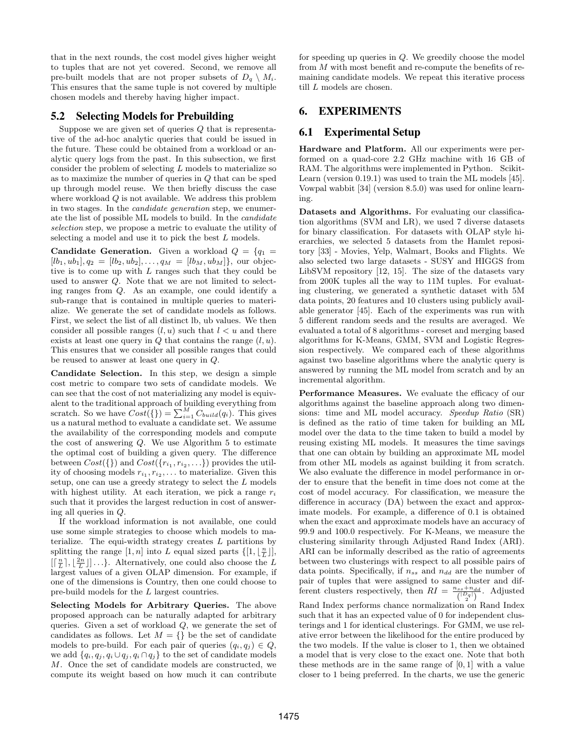that in the next rounds, the cost model gives higher weight to tuples that are not yet covered. Second, we remove all pre-built models that are not proper subsets of $D_q \setminus M_i$. This ensures that the same tuple is not covered by multiple chosen models and thereby having higher impact.

### 5.2 Selecting Models for Prebuilding

Suppose we are given set of queries $Q$ that is representative of the ad-hoc analytic queries that could be issued in the future. These could be obtained from a workload or analytic query logs from the past. In this subsection, we first consider the problem of selecting $L$ models to materialize so as to maximize the number of queries in $Q$ that can be sped up through model reuse. We then briefly discuss the case where workload $Q$ is not available. We address this problem in two stages. In the *candidate generation* step, we enumerate the list of possible ML models to build. In the *candidate selection* step, we propose a metric to evaluate the utility of selecting a model and use it to pick the best $L$ models.

**Candidate Generation.** Given a workload $Q = \{q_1 = [lb_1, ub_1], q_2 = [lb_2, ub_2], \ldots, q_M = [lb_M, ub_M]\}$, our objective is to come up with $L$ ranges such that they could be used to answer $Q$. Note that we are not limited to selecting ranges from $Q$. As an example, one could identify a sub-range that is contained in multiple queries to materialize. We generate the set of candidate models as follows. First, we select the list of all distinct lb, ub values. We then consider all possible ranges $(l, u)$ such that $l < u$ and there exists at least one query in $Q$ that contains the range $(l, u)$. This ensures that we consider all possible ranges that could be reused to answer at least one query in $Q$.

**Candidate Selection.** In this step, we design a simple cost metric to compare two sets of candidate models. We can see that the cost of not materializing any model is equivalent to the traditional approach of building everything from scratch. So we have $Cost(\{\}) = \sum_{i=1}^{M} C_{build}(q_i)$. This gives us a natural method to evaluate a candidate set. We assume the availability of the corresponding models and compute the cost of answering $Q$. We use Algorithm 5 to estimate the optimal cost of building a given query. The difference between $Cost(\{\})$ and $Cost(\{r_{i_1}, r_{i_2}, \ldots\})$ provides the utility of choosing models $r_{i_1}, r_{i_2}, \ldots$ to materialize. Given this setup, one can use a greedy strategy to select the $L$ models with highest utility. At each iteration, we pick a range $r_i$ such that it provides the largest reduction in cost of answering all queries in $Q$.

If the workload information is not available, one could use some simple strategies to choose which models to materialize. The equi-width strategy creates $L$ partitions by splitting the range $[1, n]$ into $L$ equal sized parts $\{[1, \lfloor \frac{n}{L} \rfloor], [\lceil \frac{n}{L} \rceil, \lfloor \frac{2n}{L} \rfloor] \ldots\}$. Alternatively, one could also choose the $L$ largest values of a given OLAP dimension. For example, if one of the dimensions is Country, then one could choose to pre-build models for the $L$ largest countries.

**Selecting Models for Arbitrary Queries.** The above proposed approach can be naturally adapted for arbitrary queries. Given a set of workload $Q$, we generate the set of candidates as follows. Let $M = \{\}$ be the set of candidate models to pre-build. For each pair of queries $(q_i, q_j) \in Q$, we add $\{q_i, q_j, q_i \cup q_j, q_i \cap q_j\}$ to the set of candidate models $M$. Once the set of candidate models are constructed, we compute its weight based on how much it can contribute for speeding up queries in $Q$. We greedily choose the model from $M$ with most benefit and re-compute the benefits of remaining candidate models. We repeat this iterative process till $L$ models are chosen.

## 6. EXPERIMENTS

### 6.1 Experimental Setup

**Hardware and Platform.** All our experiments were performed on a quad-core 2.2 GHz machine with 16 GB of RAM. The algorithms were implemented in Python. Scikit-Learn (version 0.19.1) was used to train the ML models [45]. Vowpal wabbit [34] (version 8.5.0) was used for online learning.

**Datasets and Algorithms.** For evaluating our classification algorithms (SVM and LR), we used 7 diverse datasets for binary classification. For datasets with OLAP style hierarchies, we selected 5 datasets from the Hamlet repository [33] - Movies, Yelp, Walmart, Books and Flights. We also selected two large datasets - SUSY and HIGGS from LibSVM repository [12, 15]. The size of the datasets vary from 200K tuples all the way to 11M tuples. For evaluating clustering, we generated a synthetic dataset with 5M data points, 20 features and 10 clusters using publicly available generator [45]. Each of the experiments was run with 5 different random seeds and the results are averaged. We evaluated a total of 8 algorithms - coreset and merging based algorithms for K-Means, GMM, SVM and Logistic Regression respectively. We compared each of these algorithms against two baseline algorithms where the analytic query is answered by running the ML model from scratch and by an incremental algorithm.

**Performance Measures.** We evaluate the efficacy of our algorithms against the baseline approach along two dimensions: time and ML model accuracy. *Speedup Ratio* (SR) is defined as the ratio of time taken for building an ML model over the data to the time taken to build a model by reusing existing ML models. It measures the time savings that one can obtain by building an approximate ML model from other ML models as against building it from scratch. We also evaluate the difference in model performance in order to ensure that the benefit in time does not come at the cost of model accuracy. For classification, we measure the difference in accuracy (DA) between the exact and approximate models. For example, a difference of 0.1 is obtained when the exact and approximate models have an accuracy of 99.9 and 100.0 respectively. For K-Means, we measure the clustering similarity through Adjusted Rand Index (ARI). ARI can be informally described as the ratio of agreements between two clusterings with respect to all possible pairs of data points. Specifically, if $n_{ss}$ and $n_{dd}$ are the number of pair of tuples that were assigned to same cluster and different clusters respectively, then $RI = \frac{n_{ss} + n_{dd}}{\binom{|D_q|}{2}}$. Adjusted Rand Index performs chance normalization on Rand Index such that it has an expected value of 0 for independent clusterings and 1 for identical clusterings. For GMM, we use relative error between the likelihood for the entire produced by the two models. If the value is closer to 1, then we obtained a model that is very close to the exact one. Note that both these methods are in the same range of $[0, 1]$ with a value closer to 1 being preferred. In the charts, we use the generic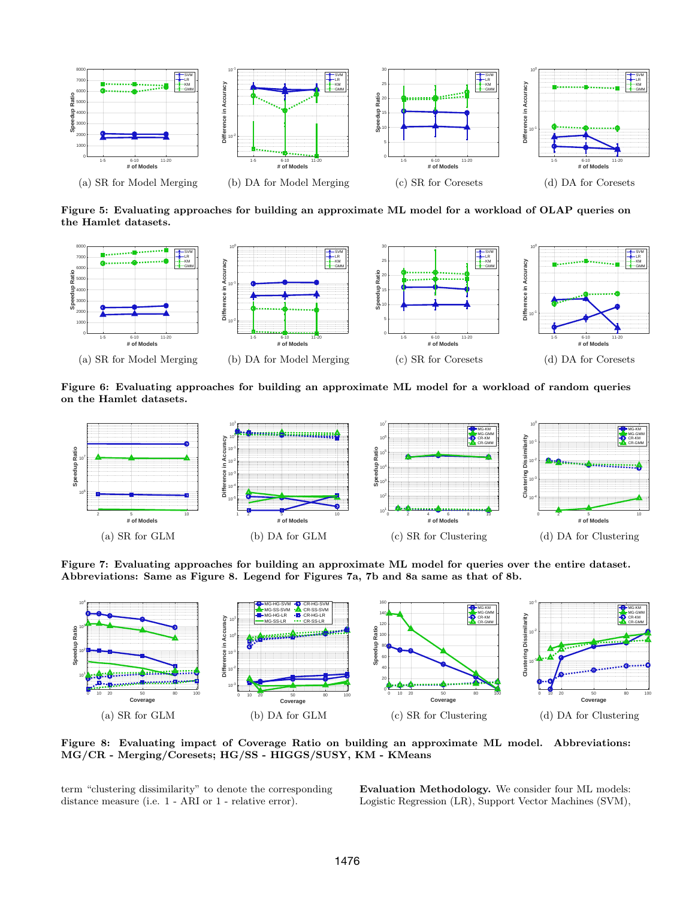(a) SR for Model Merging (b) DA for Model Merging (c) SR for Coresets (d) DA for Coresets

**Figure 5: Evaluating approaches for building an approximate ML model for a workload of OLAP queries on the Hamlet datasets.**

(a) SR for Model Merging (b) DA for Model Merging (c) SR for Coresets (d) DA for Coresets

**Figure 6: Evaluating approaches for building an approximate ML model for a workload of random queries on the Hamlet datasets.**

(a) SR for GLM (b) DA for GLM (c) SR for Clustering (d) DA for Clustering

**Figure 7: Evaluating approaches for building an approximate ML model for queries over the entire dataset. Abbreviations: Same as Figure 8. Legend for Figures 7a, 7b and 8a same as that of 8b.**

(a) SR for GLM (b) DA for GLM (c) SR for Clustering (d) DA for Clustering

**Figure 8: Evaluating impact of Coverage Ratio on building an approximate ML model. Abbreviations: MG/CR - Merging/Coresets; HG/SS - HIGGS/SUSY, KM - KMeans**

term "clustering dissimilarity" to denote the corresponding distance measure (i.e. 1 - ARI or 1 - relative error).

**Evaluation Methodology.** We consider four ML models: Logistic Regression (LR), Support Vector Machines (SVM),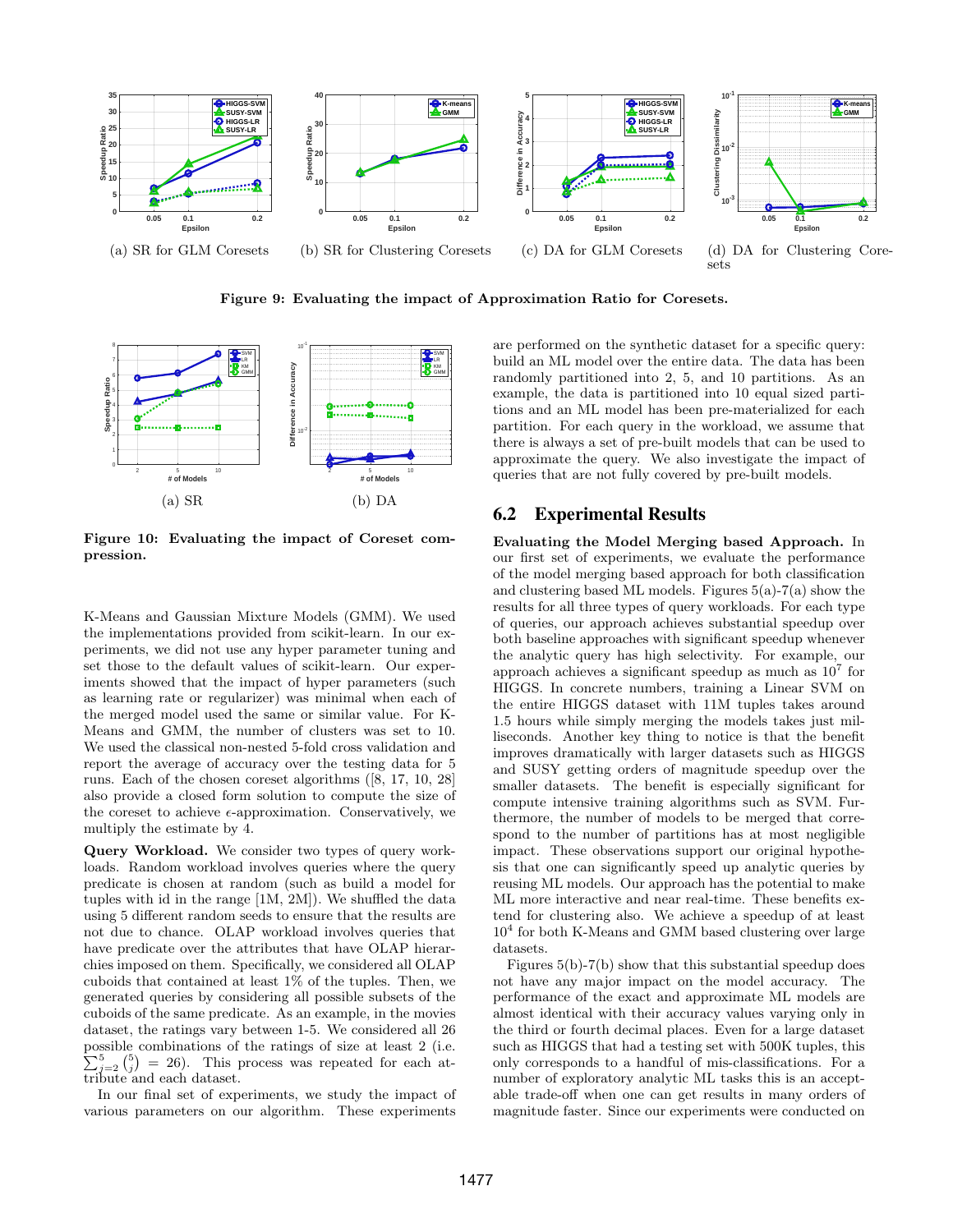(a) SR for GLM Coresets

(b) SR for Clustering Coresets

(c) DA for GLM Coresets

(d) DA for Clustering Coresets

**Figure 9: Evaluating the impact of Approximation Ratio for Coresets.**

(a) SR

(b) DA

**Figure 10: Evaluating the impact of Coreset compression.**

K-Means and Gaussian Mixture Models (GMM). We used the implementations provided from scikit-learn. In our experiments, we did not use any hyper parameter tuning and set those to the default values of scikit-learn. Our experiments showed that the impact of hyper parameters (such as learning rate or regularizer) was minimal when each of the merged model used the same or similar value. For K-Means and GMM, the number of clusters was set to 10. We used the classical non-nested 5-fold cross validation and report the average of accuracy over the testing data for 5 runs. Each of the chosen coreset algorithms ([8, 17, 10, 28] also provide a closed form solution to compute the size of the coreset to achieve $\epsilon$-approximation. Conservatively, we multiply the estimate by 4.

**Query Workload.** We consider two types of query workloads. Random workload involves queries where the query predicate is chosen at random (such as build a model for tuples with id in the range [1M, 2M]). We shuffled the data using 5 different random seeds to ensure that the results are not due to chance. OLAP workload involves queries that have predicate over the attributes that have OLAP hierarchies imposed on them. Specifically, we considered all OLAP cuboids that contained at least 1% of the tuples. Then, we generated queries by considering all possible subsets of the cuboids of the same predicate. As an example, in the movies dataset, the ratings vary between 1-5. We considered all 26 possible combinations of the ratings of size at least 2 (i.e. $\sum_{j=2}^{5}\binom{5}{j} = 26$). This process was repeated for each attribute and each dataset.

In our final set of experiments, we study the impact of various parameters on our algorithm. These experiments are performed on the synthetic dataset for a specific query: build an ML model over the entire data. The data has been randomly partitioned into 2, 5, and 10 partitions. As an example, the data is partitioned into 10 equal sized partitions and an ML model has been pre-materialized for each partition. For each query in the workload, we assume that there is always a set of pre-built models that can be used to approximate the query. We also investigate the impact of queries that are not fully covered by pre-built models.

## 6.2 Experimental Results

**Evaluating the Model Merging based Approach.** In our first set of experiments, we evaluate the performance of the model merging based approach for both classification and clustering based ML models. Figures 5(a)-7(a) show the results for all three types of query workloads. For each type of queries, our approach achieves substantial speedup over both baseline approaches with significant speedup whenever the analytic query has high selectivity. For example, our approach achieves a significant speedup as much as $10^7$ for HIGGS. In concrete numbers, training a Linear SVM on the entire HIGGS dataset with 11M tuples takes around 1.5 hours while simply merging the models takes just milliseconds. Another key thing to notice is that the benefit improves dramatically with larger datasets such as HIGGS and SUSY getting orders of magnitude speedup over the smaller datasets. The benefit is especially significant for compute intensive training algorithms such as SVM. Furthermore, the number of models to be merged that correspond to the number of partitions has at most negligible impact. These observations support our original hypothesis that one can significantly speed up analytic queries by reusing ML models. Our approach has the potential to make ML more interactive and near real-time. These benefits extend for clustering also. We achieve a speedup of at least $10^4$ for both K-Means and GMM based clustering over large datasets.

Figures 5(b)-7(b) show that this substantial speedup does not have any major impact on the model accuracy. The performance of the exact and approximate ML models are almost identical with their accuracy values varying only in the third or fourth decimal places. Even for a large dataset such as HIGGS that had a testing set with 500K tuples, this only corresponds to a handful of mis-classifications. For a number of exploratory analytic ML tasks this is an acceptable trade-off when one can get results in many orders of magnitude faster. Since our experiments were conducted on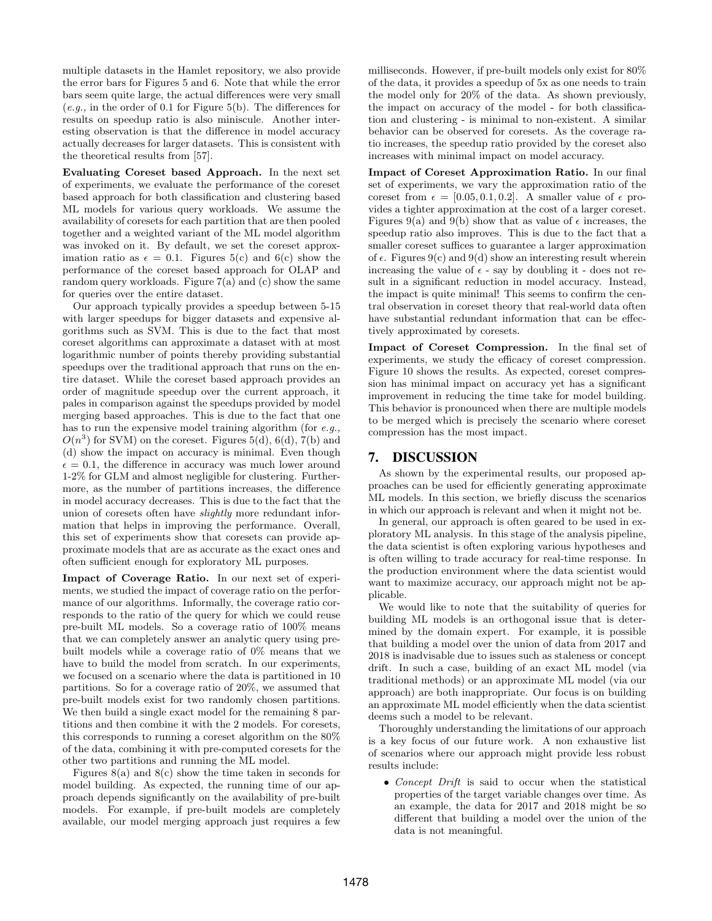multiple datasets in the Hamlet repository, we also provide the error bars for Figures 5 and 6. Note that while the error bars seem quite large, the actual differences were very small (*e.g.,* in the order of 0.1 for Figure 5(b). The differences for results on speedup ratio is also miniscule. Another interesting observation is that the difference in model accuracy actually decreases for larger datasets. This is consistent with the theoretical results from [57].

**Evaluating Coreset based Approach.** In the next set of experiments, we evaluate the performance of the coreset based approach for both classification and clustering based ML models for various query workloads. We assume the availability of coresets for each partition that are then pooled together and a weighted variant of the ML model algorithm was invoked on it. By default, we set the coreset approximation ratio as $\epsilon = 0.1$. Figures 5(c) and 6(c) show the performance of the coreset based approach for OLAP and random query workloads. Figure 7(a) and (c) show the same for queries over the entire dataset.

Our approach typically provides a speedup between 5-15 with larger speedups for bigger datasets and expensive algorithms such as SVM. This is due to the fact that most coreset algorithms can approximate a dataset with at most logarithmic number of points thereby providing substantial speedups over the traditional approach that runs on the entire dataset. While the coreset based approach provides an order of magnitude speedup over the current approach, it pales in comparison against the speedups provided by model merging based approaches. This is due to the fact that one has to run the expensive model training algorithm (for *e.g.,* $O(n^3)$ for SVM) on the coreset. Figures 5(d), 6(d), 7(b) and (d) show the impact on accuracy is minimal. Even though $\epsilon = 0.1$, the difference in accuracy was much lower around 1-2% for GLM and almost negligible for clustering. Furthermore, as the number of partitions increases, the difference in model accuracy decreases. This is due to the fact that the union of coresets often have *slightly* more redundant information that helps in improving the performance. Overall, this set of experiments show that coresets can provide approximate models that are as accurate as the exact ones and often sufficient enough for exploratory ML purposes.

**Impact of Coverage Ratio.** In our next set of experiments, we studied the impact of coverage ratio on the performance of our algorithms. Informally, the coverage ratio corresponds to the ratio of the query for which we could reuse pre-built ML models. So a coverage ratio of 100% means that we can completely answer an analytic query using pre-built models while a coverage ratio of 0% means that we have to build the model from scratch. In our experiments, we focused on a scenario where the data is partitioned in 10 partitions. So for a coverage ratio of 20%, we assumed that pre-built models exist for two randomly chosen partitions. We then build a single exact model for the remaining 8 partitions and then combine it with the 2 models. For coresets, this corresponds to running a coreset algorithm on the 80% of the data, combining it with pre-computed coresets for the other two partitions and running the ML model.

Figures 8(a) and 8(c) show the time taken in seconds for model building. As expected, the running time of our approach depends significantly on the availability of pre-built models. For example, if pre-built models are completely available, our model merging approach just requires a few milliseconds. However, if pre-built models only exist for 80% of the data, it provides a speedup of 5x as one needs to train the model only for 20% of the data. As shown previously, the impact on accuracy of the model - for both classification and clustering - is minimal to non-existent. A similar behavior can be observed for coresets. As the coverage ratio increases, the speedup ratio provided by the coreset also increases with minimal impact on model accuracy.

**Impact of Coreset Approximation Ratio.** In our final set of experiments, we vary the approximation ratio of the coreset from $\epsilon = [0.05, 0.1, 0.2]$. A smaller value of $\epsilon$ provides a tighter approximation at the cost of a larger coreset. Figures 9(a) and 9(b) show that as value of $\epsilon$ increases, the speedup ratio also improves. This is due to the fact that a smaller coreset suffices to guarantee a larger approximation of $\epsilon$. Figures 9(c) and 9(d) show an interesting result wherein increasing the value of $\epsilon$ - say by doubling it - does not result in a significant reduction in model accuracy. Instead, the impact is quite minimal! This seems to confirm the central observation in coreset theory that real-world data often have substantial redundant information that can be effectively approximated by coresets.

**Impact of Coreset Compression.** In the final set of experiments, we study the efficacy of coreset compression. Figure 10 shows the results. As expected, coreset compression has minimal impact on accuracy yet has a significant improvement in reducing the time take for model building. This behavior is pronounced when there are multiple models to be merged which is precisely the scenario where coreset compression has the most impact.

# 7. DISCUSSION

As shown by the experimental results, our proposed approaches can be used for efficiently generating approximate ML models. In this section, we briefly discuss the scenarios in which our approach is relevant and when it might not be.

In general, our approach is often geared to be used in exploratory ML analysis. In this stage of the analysis pipeline, the data scientist is often exploring various hypotheses and is often willing to trade accuracy for real-time response. In the production environment where the data scientist would want to maximize accuracy, our approach might not be applicable.

We would like to note that the suitability of queries for building ML models is an orthogonal issue that is determined by the domain expert. For example, it is possible that building a model over the union of data from 2017 and 2018 is inadvisable due to issues such as staleness or concept drift. In such a case, building of an exact ML model (via traditional methods) or an approximate ML model (via our approach) are both inappropriate. Our focus is on building an approximate ML model efficiently when the data scientist deems such a model to be relevant.

Thoroughly understanding the limitations of our approach is a key focus of our future work. A non exhaustive list of scenarios where our approach might provide less robust results include:

- *Concept Drift* is said to occur when the statistical properties of the target variable changes over time. As an example, the data for 2017 and 2018 might be so different that building a model over the union of the data is not meaningful.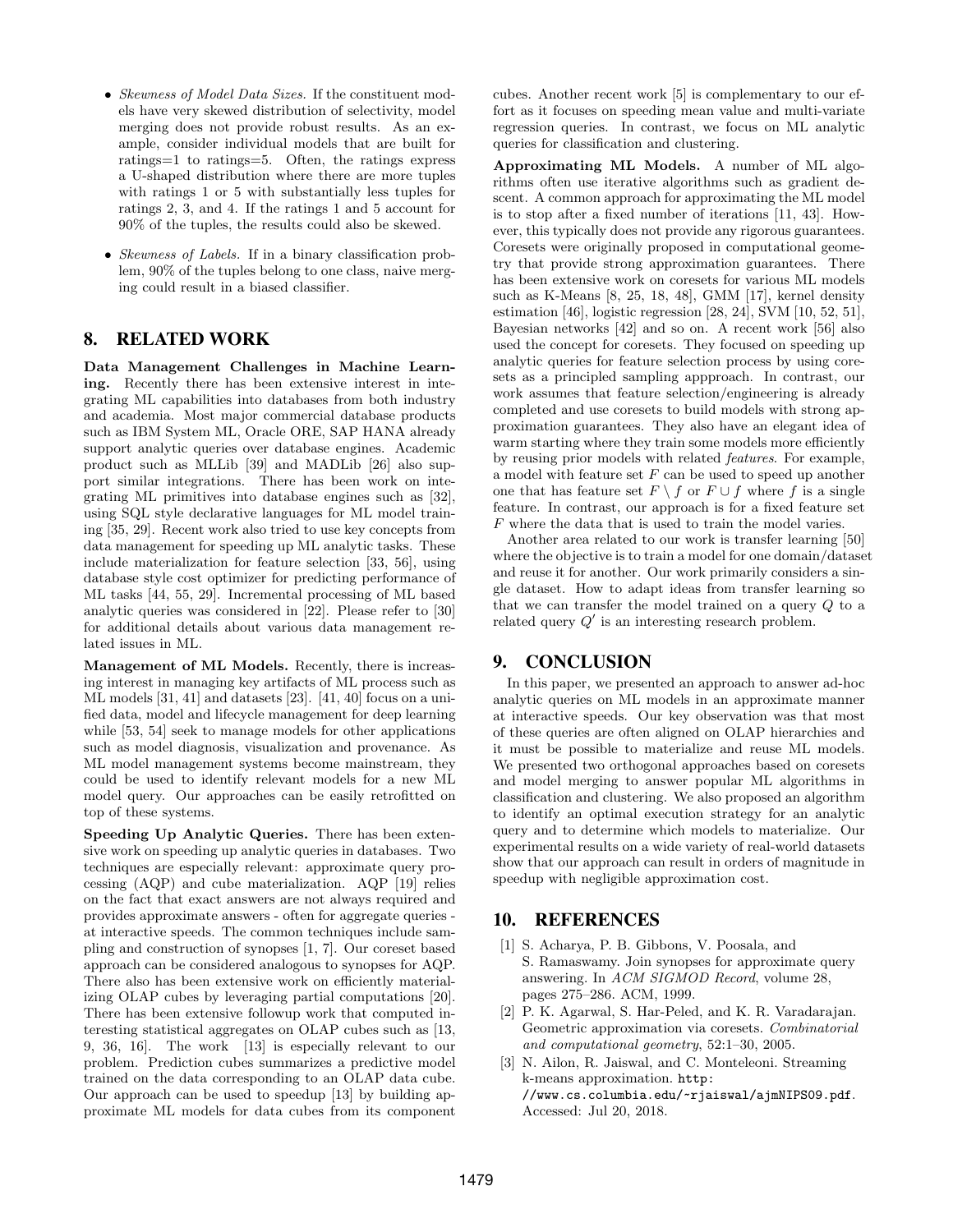- *Skewness of Model Data Sizes.* If the constituent models have very skewed distribution of selectivity, model merging does not provide robust results. As an example, consider individual models that are built for ratings=1 to ratings=5. Often, the ratings express a U-shaped distribution where there are more tuples with ratings 1 or 5 with substantially less tuples for ratings 2, 3, and 4. If the ratings 1 and 5 account for 90% of the tuples, the results could also be skewed.
- *Skewness of Labels.* If in a binary classification problem, 90% of the tuples belong to one class, naive merging could result in a biased classifier.

## 8. RELATED WORK

**Data Management Challenges in Machine Learning.** Recently there has been extensive interest in integrating ML capabilities into databases from both industry and academia. Most major commercial database products such as IBM System ML, Oracle ORE, SAP HANA already support analytic queries over database engines. Academic product such as MLLib [39] and MADLib [26] also support similar integrations. There has been work on integrating ML primitives into database engines such as [32], using SQL style declarative languages for ML model training [35, 29]. Recent work also tried to use key concepts from data management for speeding up ML analytic tasks. These include materialization for feature selection [33, 56], using database style cost optimizer for predicting performance of ML tasks [44, 55, 29]. Incremental processing of ML based analytic queries was considered in [22]. Please refer to [30] for additional details about various data management related issues in ML.

**Management of ML Models.** Recently, there is increasing interest in managing key artifacts of ML process such as ML models [31, 41] and datasets [23]. [41, 40] focus on a unified data, model and lifecycle management for deep learning while [53, 54] seek to manage models for other applications such as model diagnosis, visualization and provenance. As ML model management systems become mainstream, they could be used to identify relevant models for a new ML model query. Our approaches can be easily retrofitted on top of these systems.

**Speeding Up Analytic Queries.** There has been extensive work on speeding up analytic queries in databases. Two techniques are especially relevant: approximate query processing (AQP) and cube materialization. AQP [19] relies on the fact that exact answers are not always required and provides approximate answers - often for aggregate queries - at interactive speeds. The common techniques include sampling and construction of synopses [1, 7]. Our coreset based approach can be considered analogous to synopses for AQP. There also has been extensive work on efficiently materializing OLAP cubes by leveraging partial computations [20]. There has been extensive followup work that computed interesting statistical aggregates on OLAP cubes such as [13, 9, 36, 16]. The work [13] is especially relevant to our problem. Prediction cubes summarizes a predictive model trained on the data corresponding to an OLAP data cube. Our approach can be used to speedup [13] by building approximate ML models for data cubes from its component cubes. Another recent work [5] is complementary to our effort as it focuses on speeding mean value and multi-variate regression queries. In contrast, we focus on ML analytic queries for classification and clustering.

**Approximating ML Models.** A number of ML algorithms often use iterative algorithms such as gradient descent. A common approach for approximating the ML model is to stop after a fixed number of iterations [11, 43]. However, this typically does not provide any rigorous guarantees. Coresets were originally proposed in computational geometry that provide strong approximation guarantees. There has been extensive work on coresets for various ML models such as K-Means [8, 25, 18, 48], GMM [17], kernel density estimation [46], logistic regression [28, 24], SVM [10, 52, 51], Bayesian networks [42] and so on. A recent work [56] also used the concept for coresets. They focused on speeding up analytic queries for feature selection process by using coresets as a principled sampling appproach. In contrast, our work assumes that feature selection/engineering is already completed and use coresets to build models with strong approximation guarantees. They also have an elegant idea of warm starting where they train some models more efficiently by reusing prior models with related *features*. For example, a model with feature set $F$ can be used to speed up another one that has feature set $F \setminus f$ or $F \cup f$ where $f$ is a single feature. In contrast, our approach is for a fixed feature set $F$ where the data that is used to train the model varies.

Another area related to our work is transfer learning [50] where the objective is to train a model for one domain/dataset and reuse it for another. Our work primarily considers a single dataset. How to adapt ideas from transfer learning so that we can transfer the model trained on a query $Q$ to a related query $Q'$ is an interesting research problem.

## 9. CONCLUSION

In this paper, we presented an approach to answer ad-hoc analytic queries on ML models in an approximate manner at interactive speeds. Our key observation was that most of these queries are often aligned on OLAP hierarchies and it must be possible to materialize and reuse ML models. We presented two orthogonal approaches based on coresets and model merging to answer popular ML algorithms in classification and clustering. We also proposed an algorithm to identify an optimal execution strategy for an analytic query and to determine which models to materialize. Our experimental results on a wide variety of real-world datasets show that our approach can result in orders of magnitude in speedup with negligible approximation cost.

## 10. REFERENCES

[1] S. Acharya, P. B. Gibbons, V. Poosala, and S. Ramaswamy. Join synopses for approximate query answering. In *ACM SIGMOD Record*, volume 28, pages 275–286. ACM, 1999.

[2] P. K. Agarwal, S. Har-Peled, and K. R. Varadarajan. Geometric approximation via coresets. *Combinatorial and computational geometry*, 52:1–30, 2005.

[3] N. Ailon, R. Jaiswal, and C. Monteleoni. Streaming k-means approximation. `http://www.cs.columbia.edu/~rjaiswal/ajmNIPS09.pdf`. Accessed: Jul 20, 2018.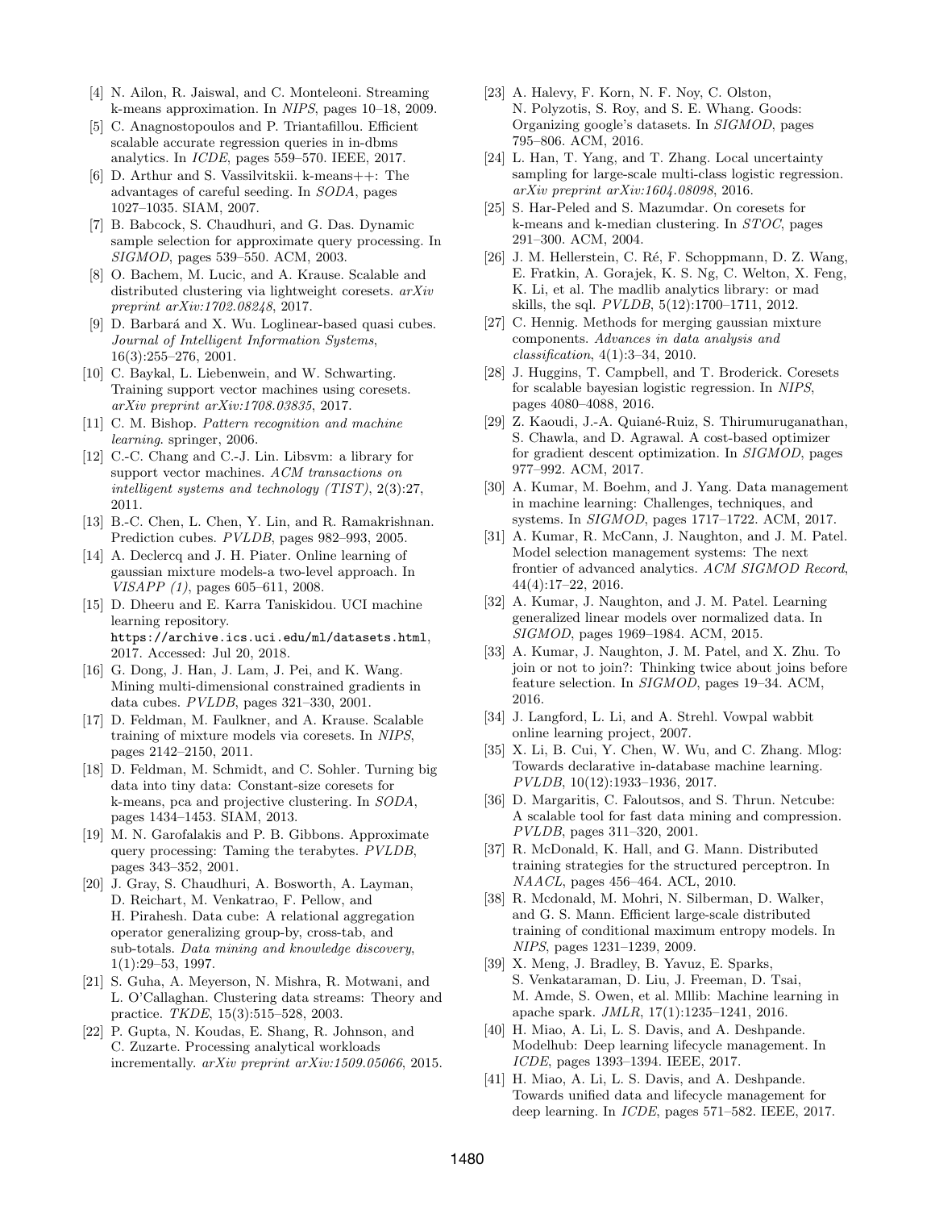[4] N. Ailon, R. Jaiswal, and C. Monteleoni. Streaming k-means approximation. In *NIPS*, pages 10–18, 2009.

[5] C. Anagnostopoulos and P. Triantafillou. Efficient scalable accurate regression queries in in-dbms analytics. In *ICDE*, pages 559–570. IEEE, 2017.

[6] D. Arthur and S. Vassilvitskii. k-means++: The advantages of careful seeding. In *SODA*, pages 1027–1035. SIAM, 2007.

[7] B. Babcock, S. Chaudhuri, and G. Das. Dynamic sample selection for approximate query processing. In *SIGMOD*, pages 539–550. ACM, 2003.

[8] O. Bachem, M. Lucic, and A. Krause. Scalable and distributed clustering via lightweight coresets. *arXiv preprint arXiv:1702.08248*, 2017.

[9] D. Barbará and X. Wu. Loglinear-based quasi cubes. *Journal of Intelligent Information Systems*, 16(3):255–276, 2001.

[10] C. Baykal, L. Liebenwein, and W. Schwarting. Training support vector machines using coresets. *arXiv preprint arXiv:1708.03835*, 2017.

[11] C. M. Bishop. *Pattern recognition and machine learning*. springer, 2006.

[12] C.-C. Chang and C.-J. Lin. Libsvm: a library for support vector machines. *ACM transactions on intelligent systems and technology (TIST)*, 2(3):27, 2011.

[13] B.-C. Chen, L. Chen, Y. Lin, and R. Ramakrishnan. Prediction cubes. *PVLDB*, pages 982–993, 2005.

[14] A. Declercq and J. H. Piater. Online learning of gaussian mixture models-a two-level approach. In *VISAPP (1)*, pages 605–611, 2008.

[15] D. Dheeru and E. Karra Taniskidou. UCI machine learning repository. https://archive.ics.uci.edu/ml/datasets.html, 2017. Accessed: Jul 20, 2018.

[16] G. Dong, J. Han, J. Lam, J. Pei, and K. Wang. Mining multi-dimensional constrained gradients in data cubes. *PVLDB*, pages 321–330, 2001.

[17] D. Feldman, M. Faulkner, and A. Krause. Scalable training of mixture models via coresets. In *NIPS*, pages 2142–2150, 2011.

[18] D. Feldman, M. Schmidt, and C. Sohler. Turning big data into tiny data: Constant-size coresets for k-means, pca and projective clustering. In *SODA*, pages 1434–1453. SIAM, 2013.

[19] M. N. Garofalakis and P. B. Gibbons. Approximate query processing: Taming the terabytes. *PVLDB*, pages 343–352, 2001.

[20] J. Gray, S. Chaudhuri, A. Bosworth, A. Layman, D. Reichart, M. Venkatrao, F. Pellow, and H. Pirahesh. Data cube: A relational aggregation operator generalizing group-by, cross-tab, and sub-totals. *Data mining and knowledge discovery*, 1(1):29–53, 1997.

[21] S. Guha, A. Meyerson, N. Mishra, R. Motwani, and L. O'Callaghan. Clustering data streams: Theory and practice. *TKDE*, 15(3):515–528, 2003.

[22] P. Gupta, N. Koudas, E. Shang, R. Johnson, and C. Zuzarte. Processing analytical workloads incrementally. *arXiv preprint arXiv:1509.05066*, 2015.

[23] A. Halevy, F. Korn, N. F. Noy, C. Olston, N. Polyzotis, S. Roy, and S. E. Whang. Goods: Organizing google's datasets. In *SIGMOD*, pages 795–806. ACM, 2016.

[24] L. Han, T. Yang, and T. Zhang. Local uncertainty sampling for large-scale multi-class logistic regression. *arXiv preprint arXiv:1604.08098*, 2016.

[25] S. Har-Peled and S. Mazumdar. On coresets for k-means and k-median clustering. In *STOC*, pages 291–300. ACM, 2004.

[26] J. M. Hellerstein, C. Ré, F. Schoppmann, D. Z. Wang, E. Fratkin, A. Gorajek, K. S. Ng, C. Welton, X. Feng, K. Li, et al. The madlib analytics library: or mad skills, the sql. *PVLDB*, 5(12):1700–1711, 2012.

[27] C. Hennig. Methods for merging gaussian mixture components. *Advances in data analysis and classification*, 4(1):3–34, 2010.

[28] J. Huggins, T. Campbell, and T. Broderick. Coresets for scalable bayesian logistic regression. In *NIPS*, pages 4080–4088, 2016.

[29] Z. Kaoudi, J.-A. Quiané-Ruiz, S. Thirumuruganathan, S. Chawla, and D. Agrawal. A cost-based optimizer for gradient descent optimization. In *SIGMOD*, pages 977–992. ACM, 2017.

[30] A. Kumar, M. Boehm, and J. Yang. Data management in machine learning: Challenges, techniques, and systems. In *SIGMOD*, pages 1717–1722. ACM, 2017.

[31] A. Kumar, R. McCann, J. Naughton, and J. M. Patel. Model selection management systems: The next frontier of advanced analytics. *ACM SIGMOD Record*, 44(4):17–22, 2016.

[32] A. Kumar, J. Naughton, and J. M. Patel. Learning generalized linear models over normalized data. In *SIGMOD*, pages 1969–1984. ACM, 2015.

[33] A. Kumar, J. Naughton, J. M. Patel, and X. Zhu. To join or not to join?: Thinking twice about joins before feature selection. In *SIGMOD*, pages 19–34. ACM, 2016.

[34] J. Langford, L. Li, and A. Strehl. Vowpal wabbit online learning project, 2007.

[35] X. Li, B. Cui, Y. Chen, W. Wu, and C. Zhang. Mlog: Towards declarative in-database machine learning. *PVLDB*, 10(12):1933–1936, 2017.

[36] D. Margaritis, C. Faloutsos, and S. Thrun. Netcube: A scalable tool for fast data mining and compression. *PVLDB*, pages 311–320, 2001.

[37] R. McDonald, K. Hall, and G. Mann. Distributed training strategies for the structured perceptron. In *NAACL*, pages 456–464. ACL, 2010.

[38] R. Mcdonald, M. Mohri, N. Silberman, D. Walker, and G. S. Mann. Efficient large-scale distributed training of conditional maximum entropy models. In *NIPS*, pages 1231–1239, 2009.

[39] X. Meng, J. Bradley, B. Yavuz, E. Sparks, S. Venkataraman, D. Liu, J. Freeman, D. Tsai, M. Amde, S. Owen, et al. Mllib: Machine learning in apache spark. *JMLR*, 17(1):1235–1241, 2016.

[40] H. Miao, A. Li, L. S. Davis, and A. Deshpande. Modelhub: Deep learning lifecycle management. In *ICDE*, pages 1393–1394. IEEE, 2017.

[41] H. Miao, A. Li, L. S. Davis, and A. Deshpande. Towards unified data and lifecycle management for deep learning. In *ICDE*, pages 571–582. IEEE, 2017.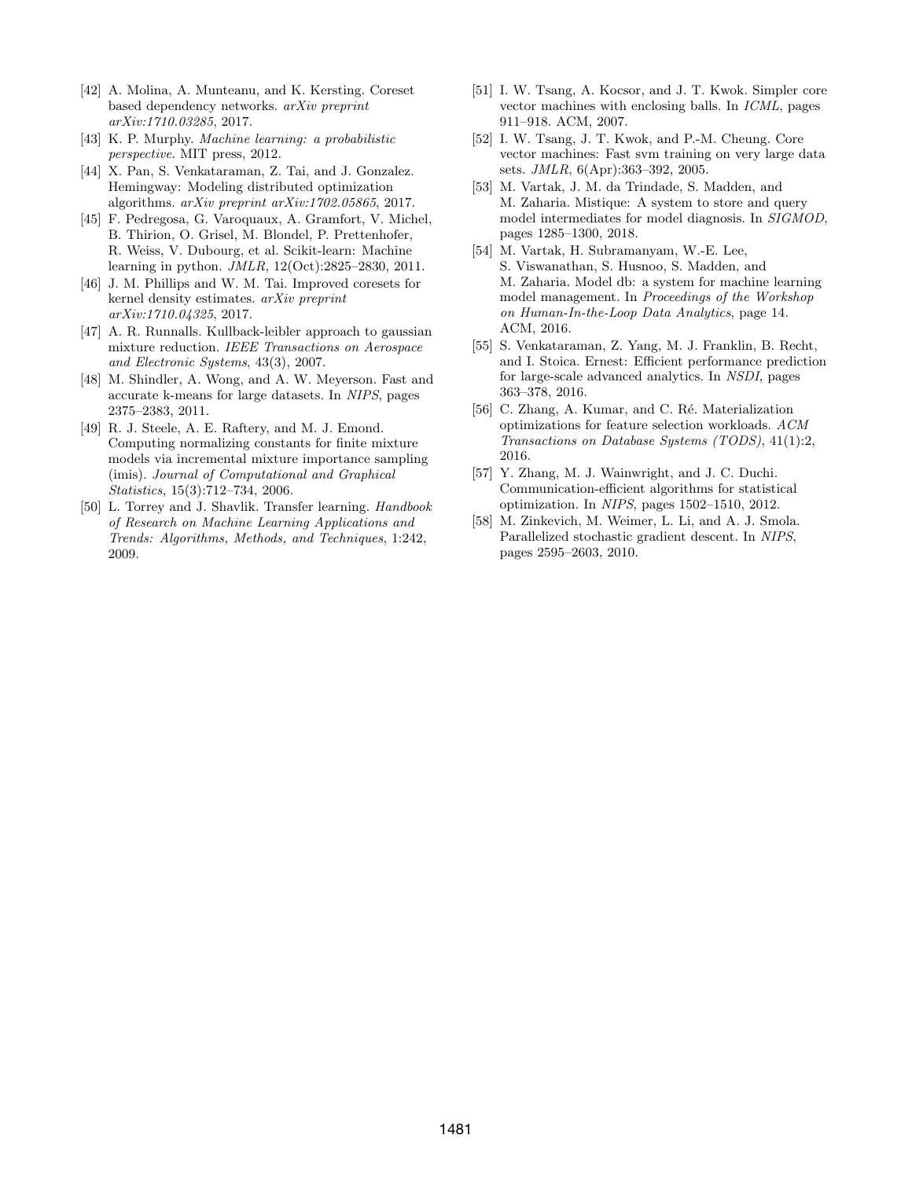[42] A. Molina, A. Munteanu, and K. Kersting. Coreset based dependency networks. *arXiv preprint arXiv:1710.03285*, 2017.

[43] K. P. Murphy. *Machine learning: a probabilistic perspective*. MIT press, 2012.

[44] X. Pan, S. Venkataraman, Z. Tai, and J. Gonzalez. Hemingway: Modeling distributed optimization algorithms. *arXiv preprint arXiv:1702.05865*, 2017.

[45] F. Pedregosa, G. Varoquaux, A. Gramfort, V. Michel, B. Thirion, O. Grisel, M. Blondel, P. Prettenhofer, R. Weiss, V. Dubourg, et al. Scikit-learn: Machine learning in python. *JMLR*, 12(Oct):2825–2830, 2011.

[46] J. M. Phillips and W. M. Tai. Improved coresets for kernel density estimates. *arXiv preprint arXiv:1710.04325*, 2017.

[47] A. R. Runnalls. Kullback-leibler approach to gaussian mixture reduction. *IEEE Transactions on Aerospace and Electronic Systems*, 43(3), 2007.

[48] M. Shindler, A. Wong, and A. W. Meyerson. Fast and accurate k-means for large datasets. In *NIPS*, pages 2375–2383, 2011.

[49] R. J. Steele, A. E. Raftery, and M. J. Emond. Computing normalizing constants for finite mixture models via incremental mixture importance sampling (imis). *Journal of Computational and Graphical Statistics*, 15(3):712–734, 2006.

[50] L. Torrey and J. Shavlik. Transfer learning. *Handbook of Research on Machine Learning Applications and Trends: Algorithms, Methods, and Techniques*, 1:242, 2009.

[51] I. W. Tsang, A. Kocsor, and J. T. Kwok. Simpler core vector machines with enclosing balls. In *ICML*, pages 911–918. ACM, 2007.

[52] I. W. Tsang, J. T. Kwok, and P.-M. Cheung. Core vector machines: Fast svm training on very large data sets. *JMLR*, 6(Apr):363–392, 2005.

[53] M. Vartak, J. M. da Trindade, S. Madden, and M. Zaharia. Mistique: A system to store and query model intermediates for model diagnosis. In *SIGMOD*, pages 1285–1300, 2018.

[54] M. Vartak, H. Subramanyam, W.-E. Lee, S. Viswanathan, S. Husnoo, S. Madden, and M. Zaharia. Model db: a system for machine learning model management. In *Proceedings of the Workshop on Human-In-the-Loop Data Analytics*, page 14. ACM, 2016.

[55] S. Venkataraman, Z. Yang, M. J. Franklin, B. Recht, and I. Stoica. Ernest: Efficient performance prediction for large-scale advanced analytics. In *NSDI*, pages 363–378, 2016.

[56] C. Zhang, A. Kumar, and C. Ré. Materialization optimizations for feature selection workloads. *ACM Transactions on Database Systems (TODS)*, 41(1):2, 2016.

[57] Y. Zhang, M. J. Wainwright, and J. C. Duchi. Communication-efficient algorithms for statistical optimization. In *NIPS*, pages 1502–1510, 2012.

[58] M. Zinkevich, M. Weimer, L. Li, and A. J. Smola. Parallelized stochastic gradient descent. In *NIPS*, pages 2595–2603, 2010.